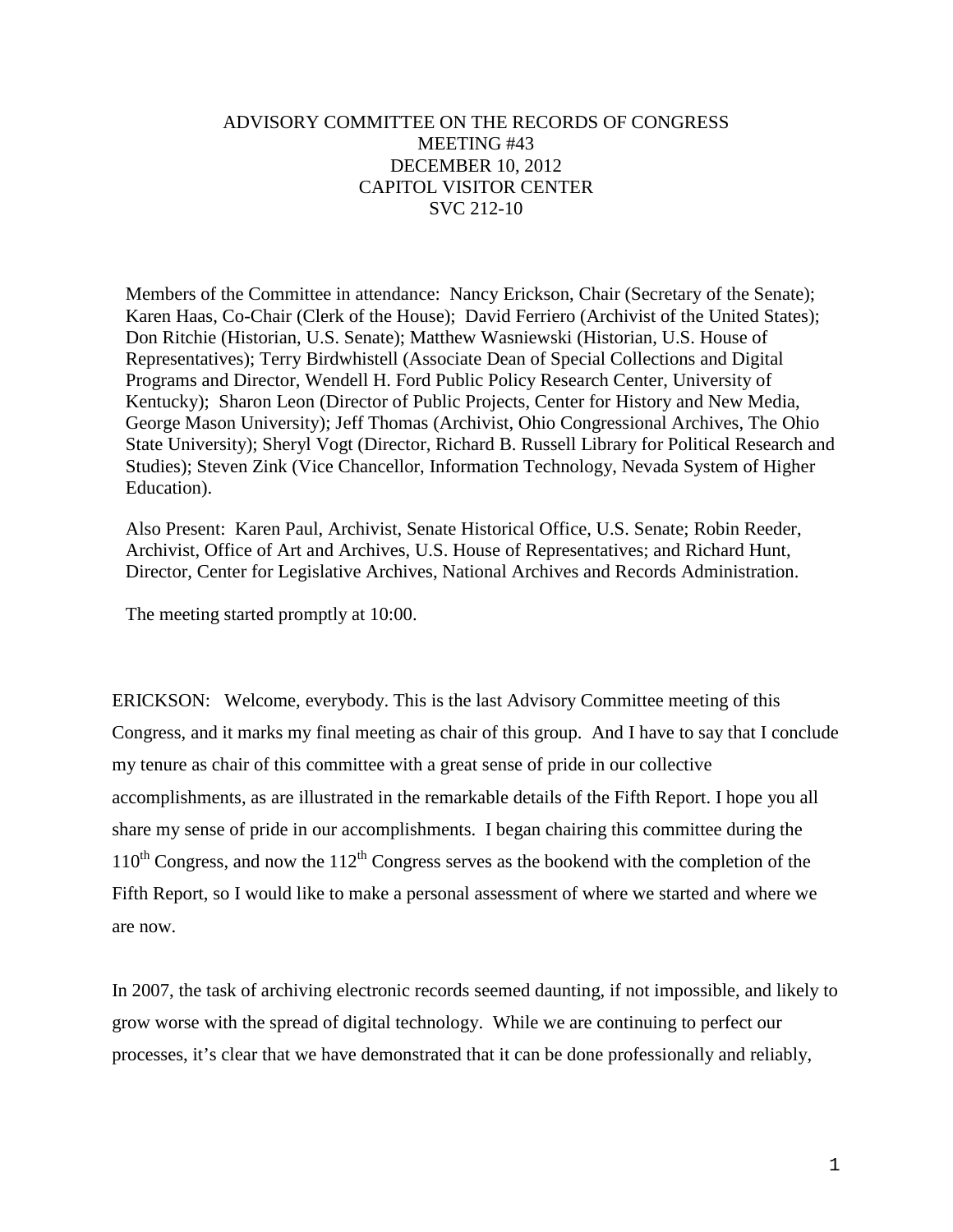# ADVISORY COMMITTEE ON THE RECORDS OF CONGRESS
## MEETING #43
## DECEMBER 10, 2012
## CAPITOL VISITOR CENTER
## SVC 212-10

Members of the Committee in attendance: Nancy Erickson, Chair (Secretary of the Senate); Karen Haas, Co-Chair (Clerk of the House); David Ferriero (Archivist of the United States); Don Ritchie (Historian, U.S. Senate); Matthew Wasniewski (Historian, U.S. House of Representatives); Terry Birdwhistell (Associate Dean of Special Collections and Digital Programs and Director, Wendell H. Ford Public Policy Research Center, University of Kentucky); Sharon Leon (Director of Public Projects, Center for History and New Media, George Mason University); Jeff Thomas (Archivist, Ohio Congressional Archives, The Ohio State University); Sheryl Vogt (Director, Richard B. Russell Library for Political Research and Studies); Steven Zink (Vice Chancellor, Information Technology, Nevada System of Higher Education).

Also Present: Karen Paul, Archivist, Senate Historical Office, U.S. Senate; Robin Reeder, Archivist, Office of Art and Archives, U.S. House of Representatives; and Richard Hunt, Director, Center for Legislative Archives, National Archives and Records Administration.

The meeting started promptly at 10:00.

ERICKSON: Welcome, everybody. This is the last Advisory Committee meeting of this Congress, and it marks my final meeting as chair of this group. And I have to say that I conclude my tenure as chair of this committee with a great sense of pride in our collective accomplishments, as are illustrated in the remarkable details of the Fifth Report. I hope you all share my sense of pride in our accomplishments. I began chairing this committee during the 110th Congress, and now the 112th Congress serves as the bookend with the completion of the Fifth Report, so I would like to make a personal assessment of where we started and where we are now.

In 2007, the task of archiving electronic records seemed daunting, if not impossible, and likely to grow worse with the spread of digital technology. While we are continuing to perfect our processes, it's clear that we have demonstrated that it can be done professionally and reliably,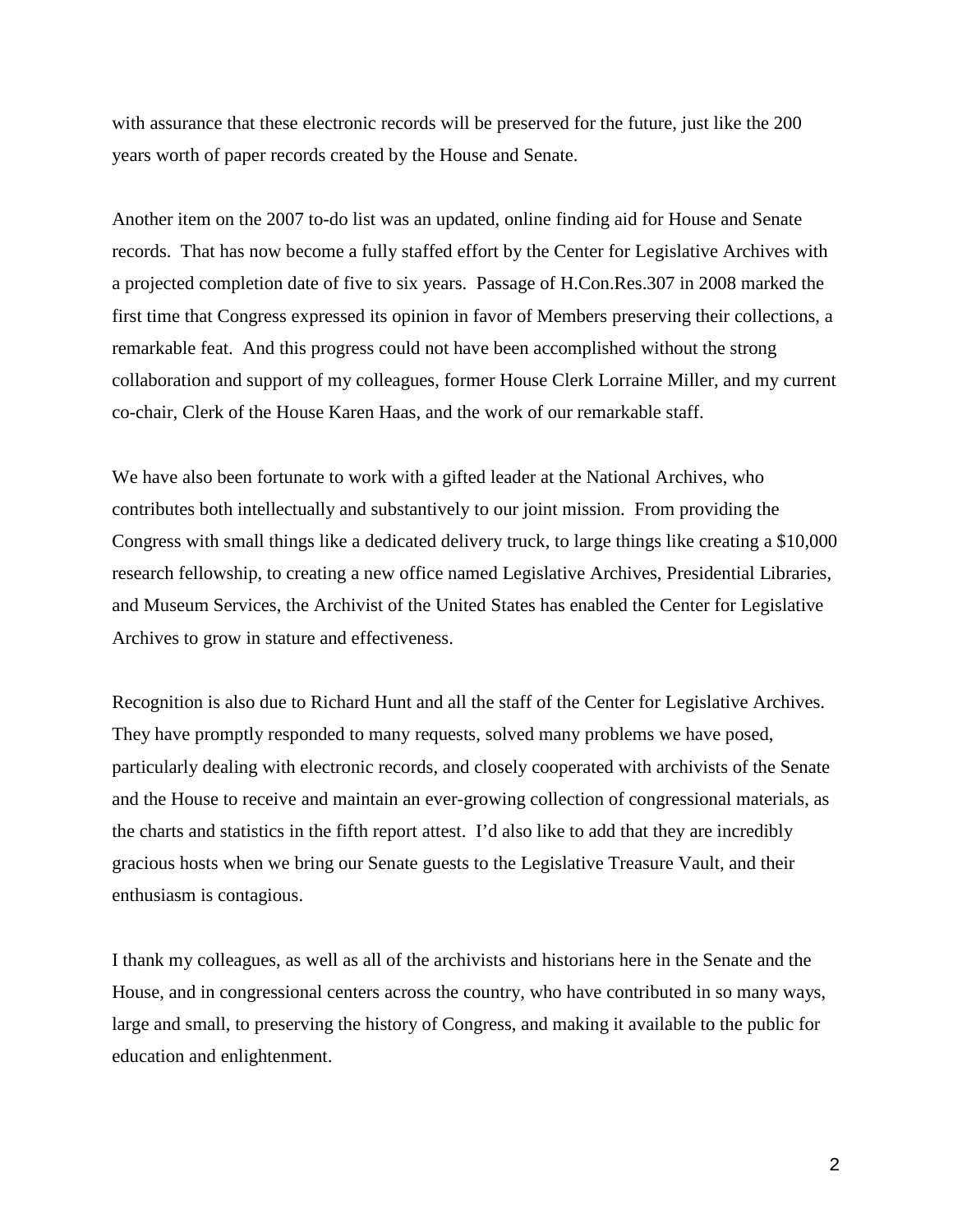with assurance that these electronic records will be preserved for the future, just like the 200 years worth of paper records created by the House and Senate.

Another item on the 2007 to-do list was an updated, online finding aid for House and Senate records. That has now become a fully staffed effort by the Center for Legislative Archives with a projected completion date of five to six years. Passage of H.Con.Res.307 in 2008 marked the first time that Congress expressed its opinion in favor of Members preserving their collections, a remarkable feat. And this progress could not have been accomplished without the strong collaboration and support of my colleagues, former House Clerk Lorraine Miller, and my current co-chair, Clerk of the House Karen Haas, and the work of our remarkable staff.

We have also been fortunate to work with a gifted leader at the National Archives, who contributes both intellectually and substantively to our joint mission. From providing the Congress with small things like a dedicated delivery truck, to large things like creating a $10,000 research fellowship, to creating a new office named Legislative Archives, Presidential Libraries, and Museum Services, the Archivist of the United States has enabled the Center for Legislative Archives to grow in stature and effectiveness.

Recognition is also due to Richard Hunt and all the staff of the Center for Legislative Archives. They have promptly responded to many requests, solved many problems we have posed, particularly dealing with electronic records, and closely cooperated with archivists of the Senate and the House to receive and maintain an ever-growing collection of congressional materials, as the charts and statistics in the fifth report attest. I'd also like to add that they are incredibly gracious hosts when we bring our Senate guests to the Legislative Treasure Vault, and their enthusiasm is contagious.

I thank my colleagues, as well as all of the archivists and historians here in the Senate and the House, and in congressional centers across the country, who have contributed in so many ways, large and small, to preserving the history of Congress, and making it available to the public for education and enlightenment.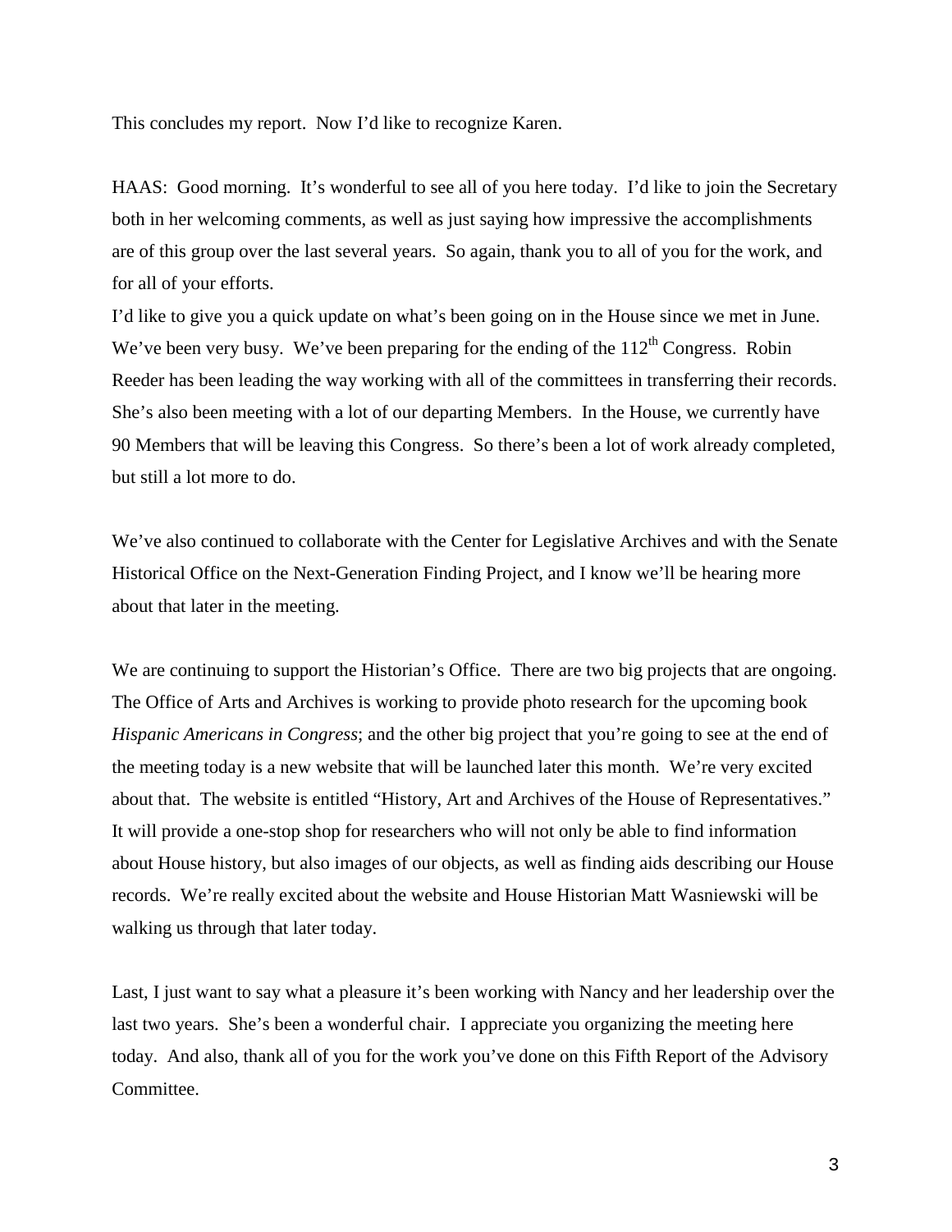This concludes my report. Now I'd like to recognize Karen.

HAAS: Good morning. It's wonderful to see all of you here today. I'd like to join the Secretary both in her welcoming comments, as well as just saying how impressive the accomplishments are of this group over the last several years. So again, thank you to all of you for the work, and for all of your efforts.

I'd like to give you a quick update on what's been going on in the House since we met in June. We've been very busy. We've been preparing for the ending of the 112th Congress. Robin Reeder has been leading the way working with all of the committees in transferring their records. She's also been meeting with a lot of our departing Members. In the House, we currently have 90 Members that will be leaving this Congress. So there's been a lot of work already completed, but still a lot more to do.

We've also continued to collaborate with the Center for Legislative Archives and with the Senate Historical Office on the Next-Generation Finding Project, and I know we'll be hearing more about that later in the meeting.

We are continuing to support the Historian's Office. There are two big projects that are ongoing. The Office of Arts and Archives is working to provide photo research for the upcoming book *Hispanic Americans in Congress*; and the other big project that you're going to see at the end of the meeting today is a new website that will be launched later this month. We're very excited about that. The website is entitled "History, Art and Archives of the House of Representatives." It will provide a one-stop shop for researchers who will not only be able to find information about House history, but also images of our objects, as well as finding aids describing our House records. We're really excited about the website and House Historian Matt Wasniewski will be walking us through that later today.

Last, I just want to say what a pleasure it's been working with Nancy and her leadership over the last two years. She's been a wonderful chair. I appreciate you organizing the meeting here today. And also, thank all of you for the work you've done on this Fifth Report of the Advisory Committee.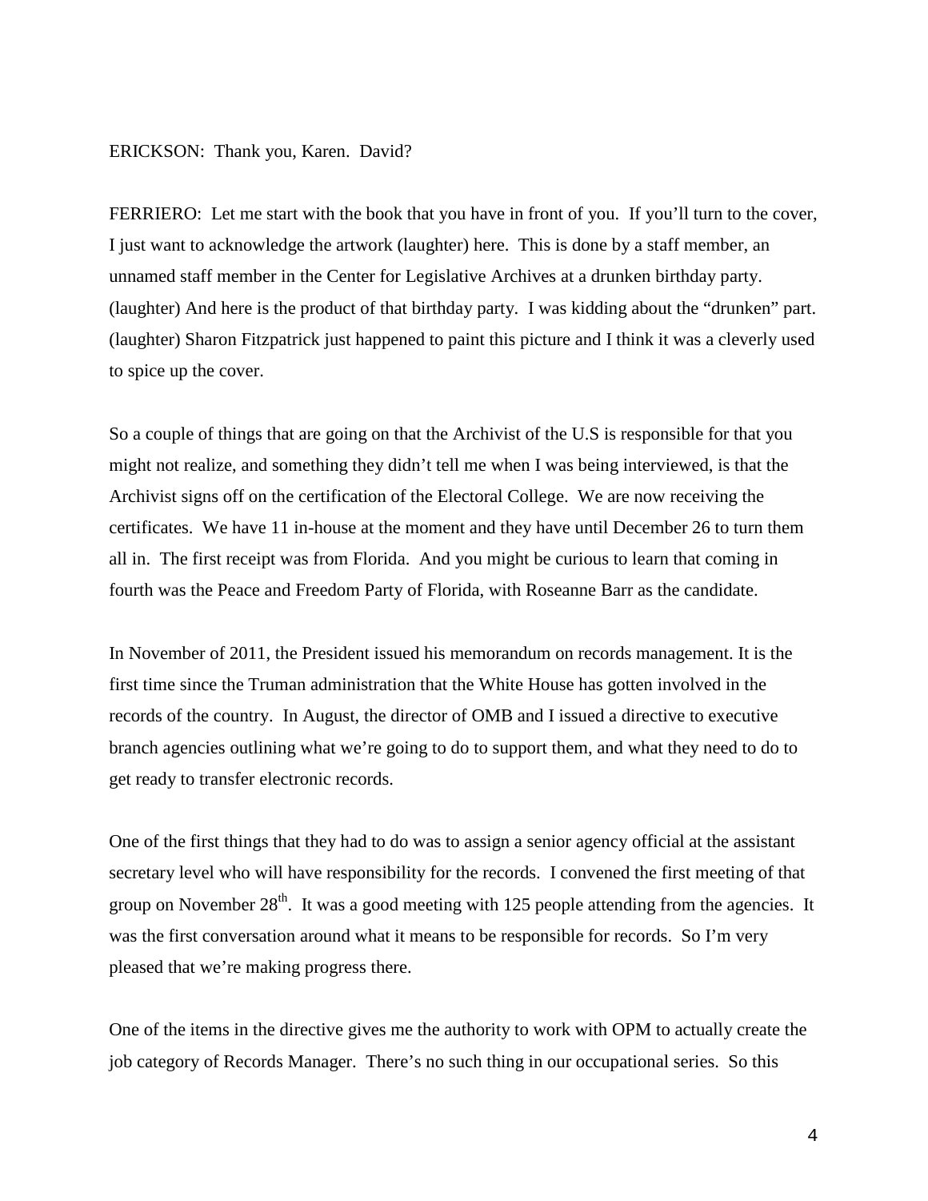ERICKSON: Thank you, Karen. David?

FERRIERO: Let me start with the book that you have in front of you. If you'll turn to the cover, I just want to acknowledge the artwork (laughter) here. This is done by a staff member, an unnamed staff member in the Center for Legislative Archives at a drunken birthday party. (laughter) And here is the product of that birthday party. I was kidding about the "drunken" part. (laughter) Sharon Fitzpatrick just happened to paint this picture and I think it was a cleverly used to spice up the cover.

So a couple of things that are going on that the Archivist of the U.S is responsible for that you might not realize, and something they didn't tell me when I was being interviewed, is that the Archivist signs off on the certification of the Electoral College. We are now receiving the certificates. We have 11 in-house at the moment and they have until December 26 to turn them all in. The first receipt was from Florida. And you might be curious to learn that coming in fourth was the Peace and Freedom Party of Florida, with Roseanne Barr as the candidate.

In November of 2011, the President issued his memorandum on records management. It is the first time since the Truman administration that the White House has gotten involved in the records of the country. In August, the director of OMB and I issued a directive to executive branch agencies outlining what we're going to do to support them, and what they need to do to get ready to transfer electronic records.

One of the first things that they had to do was to assign a senior agency official at the assistant secretary level who will have responsibility for the records. I convened the first meeting of that group on November 28th. It was a good meeting with 125 people attending from the agencies. It was the first conversation around what it means to be responsible for records. So I'm very pleased that we're making progress there.

One of the items in the directive gives me the authority to work with OPM to actually create the job category of Records Manager. There's no such thing in our occupational series. So this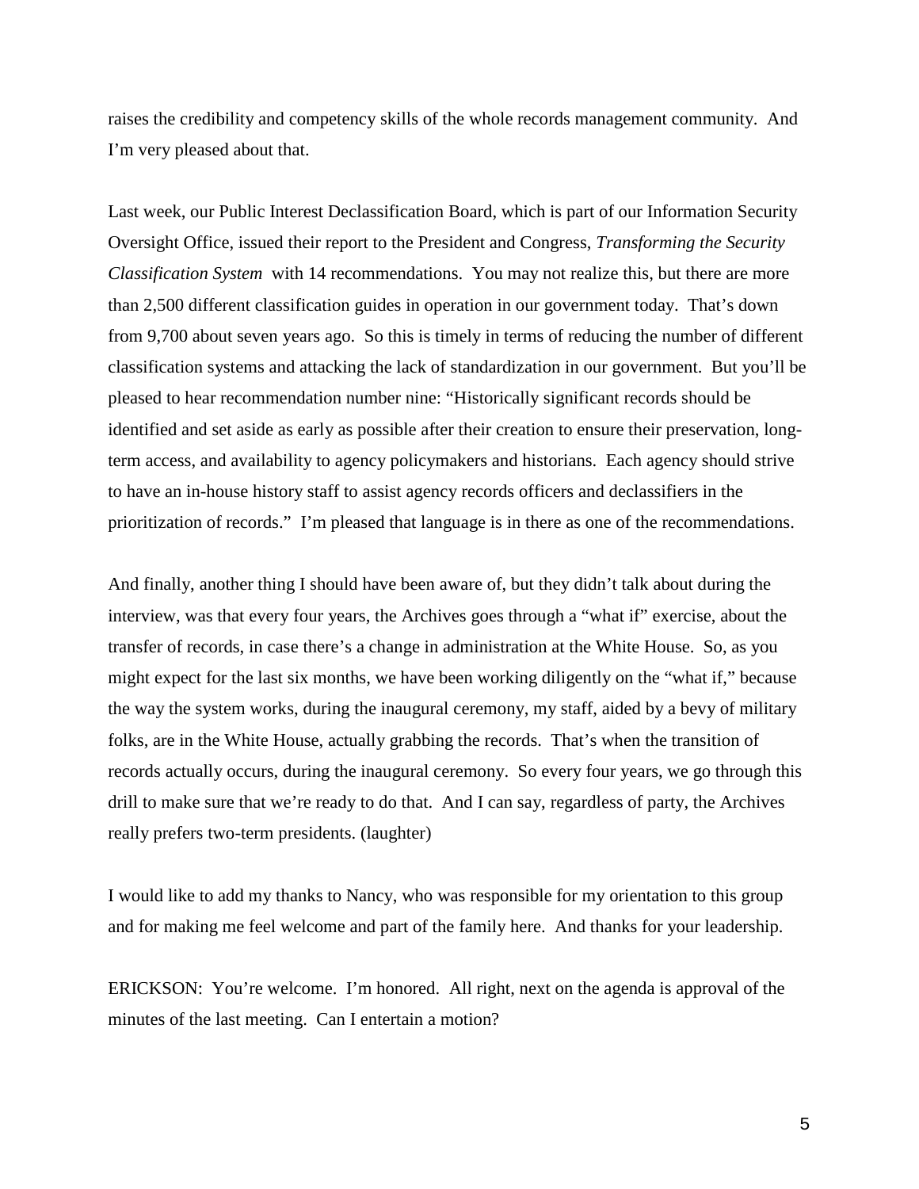raises the credibility and competency skills of the whole records management community. And I'm very pleased about that.

Last week, our Public Interest Declassification Board, which is part of our Information Security Oversight Office, issued their report to the President and Congress, *Transforming the Security Classification System* with 14 recommendations. You may not realize this, but there are more than 2,500 different classification guides in operation in our government today. That's down from 9,700 about seven years ago. So this is timely in terms of reducing the number of different classification systems and attacking the lack of standardization in our government. But you'll be pleased to hear recommendation number nine: "Historically significant records should be identified and set aside as early as possible after their creation to ensure their preservation, long-term access, and availability to agency policymakers and historians. Each agency should strive to have an in-house history staff to assist agency records officers and declassifiers in the prioritization of records." I'm pleased that language is in there as one of the recommendations.

And finally, another thing I should have been aware of, but they didn't talk about during the interview, was that every four years, the Archives goes through a "what if" exercise, about the transfer of records, in case there's a change in administration at the White House. So, as you might expect for the last six months, we have been working diligently on the "what if," because the way the system works, during the inaugural ceremony, my staff, aided by a bevy of military folks, are in the White House, actually grabbing the records. That's when the transition of records actually occurs, during the inaugural ceremony. So every four years, we go through this drill to make sure that we're ready to do that. And I can say, regardless of party, the Archives really prefers two-term presidents. (laughter)

I would like to add my thanks to Nancy, who was responsible for my orientation to this group and for making me feel welcome and part of the family here. And thanks for your leadership.

ERICKSON: You're welcome. I'm honored. All right, next on the agenda is approval of the minutes of the last meeting. Can I entertain a motion?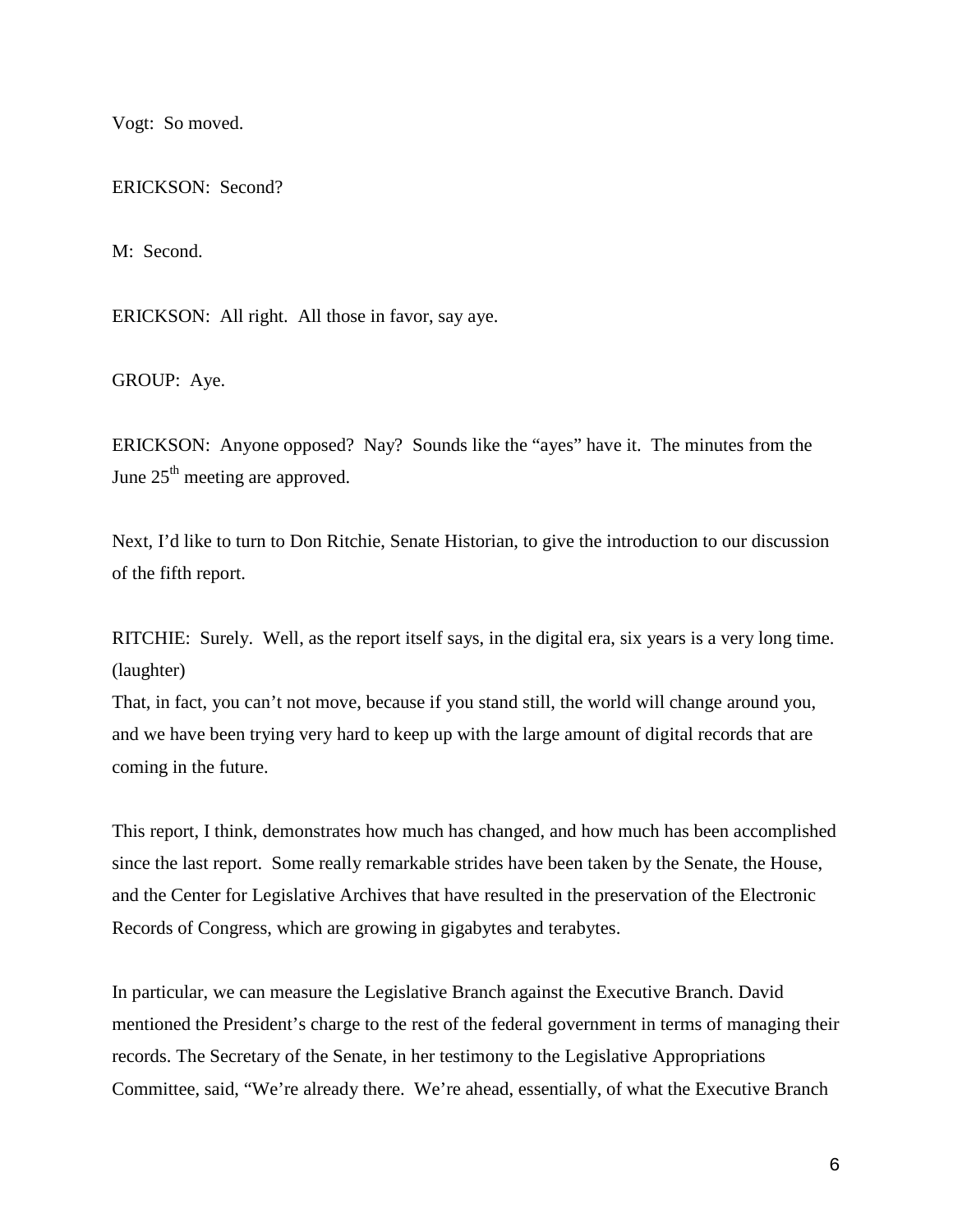Vogt: So moved.

ERICKSON: Second?

M: Second.

ERICKSON: All right. All those in favor, say aye.

GROUP: Aye.

ERICKSON: Anyone opposed? Nay? Sounds like the "ayes" have it. The minutes from the June 25th meeting are approved.

Next, I'd like to turn to Don Ritchie, Senate Historian, to give the introduction to our discussion of the fifth report.

RITCHIE: Surely. Well, as the report itself says, in the digital era, six years is a very long time. (laughter)
That, in fact, you can't not move, because if you stand still, the world will change around you, and we have been trying very hard to keep up with the large amount of digital records that are coming in the future.

This report, I think, demonstrates how much has changed, and how much has been accomplished since the last report. Some really remarkable strides have been taken by the Senate, the House, and the Center for Legislative Archives that have resulted in the preservation of the Electronic Records of Congress, which are growing in gigabytes and terabytes.

In particular, we can measure the Legislative Branch against the Executive Branch. David mentioned the President's charge to the rest of the federal government in terms of managing their records. The Secretary of the Senate, in her testimony to the Legislative Appropriations Committee, said, "We're already there. We're ahead, essentially, of what the Executive Branch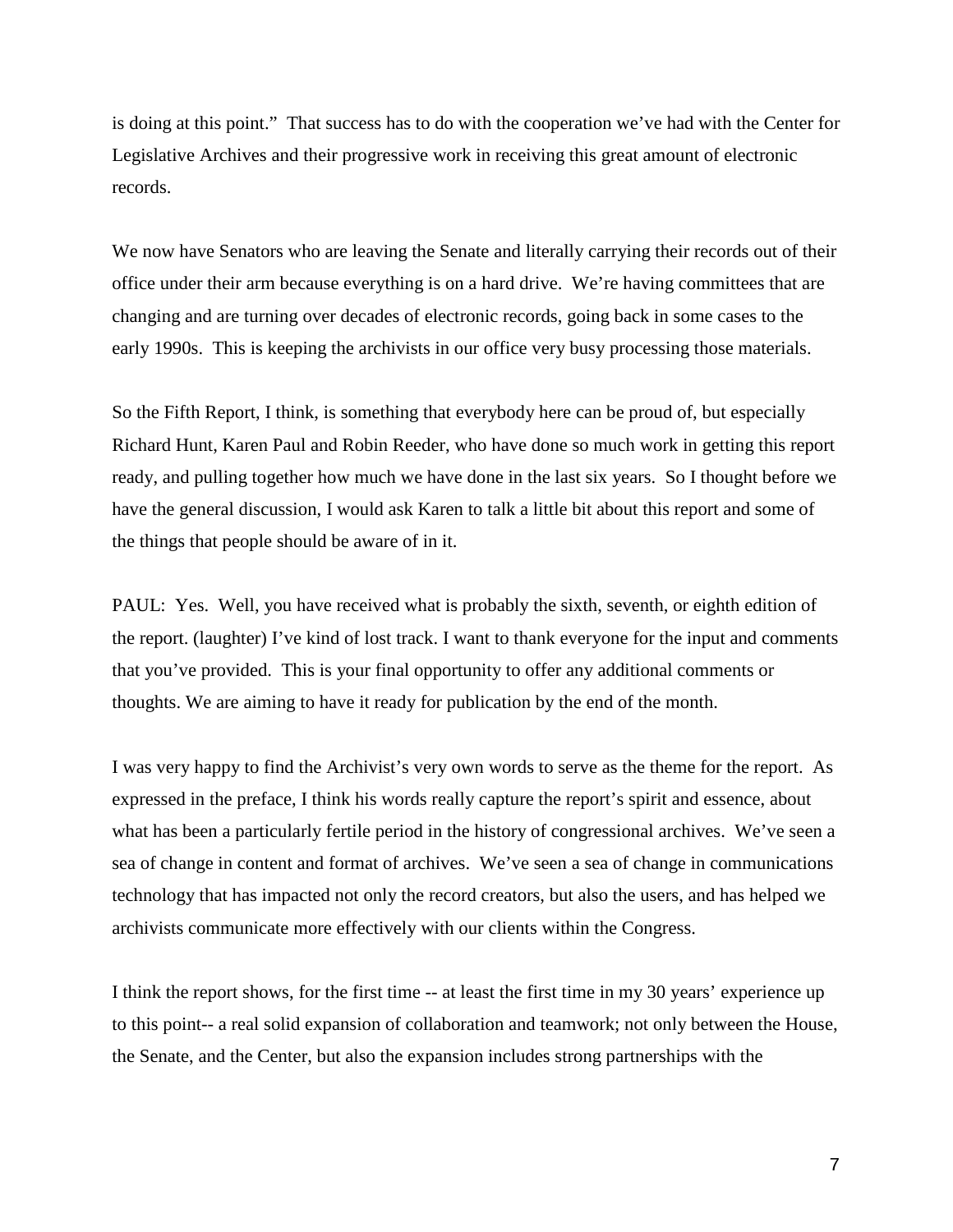is doing at this point." That success has to do with the cooperation we've had with the Center for Legislative Archives and their progressive work in receiving this great amount of electronic records.

We now have Senators who are leaving the Senate and literally carrying their records out of their office under their arm because everything is on a hard drive. We're having committees that are changing and are turning over decades of electronic records, going back in some cases to the early 1990s. This is keeping the archivists in our office very busy processing those materials.

So the Fifth Report, I think, is something that everybody here can be proud of, but especially Richard Hunt, Karen Paul and Robin Reeder, who have done so much work in getting this report ready, and pulling together how much we have done in the last six years. So I thought before we have the general discussion, I would ask Karen to talk a little bit about this report and some of the things that people should be aware of in it.

PAUL: Yes. Well, you have received what is probably the sixth, seventh, or eighth edition of the report. (laughter) I've kind of lost track. I want to thank everyone for the input and comments that you've provided. This is your final opportunity to offer any additional comments or thoughts. We are aiming to have it ready for publication by the end of the month.

I was very happy to find the Archivist's very own words to serve as the theme for the report. As expressed in the preface, I think his words really capture the report's spirit and essence, about what has been a particularly fertile period in the history of congressional archives. We've seen a sea of change in content and format of archives. We've seen a sea of change in communications technology that has impacted not only the record creators, but also the users, and has helped we archivists communicate more effectively with our clients within the Congress.

I think the report shows, for the first time -- at least the first time in my 30 years' experience up to this point-- a real solid expansion of collaboration and teamwork; not only between the House, the Senate, and the Center, but also the expansion includes strong partnerships with the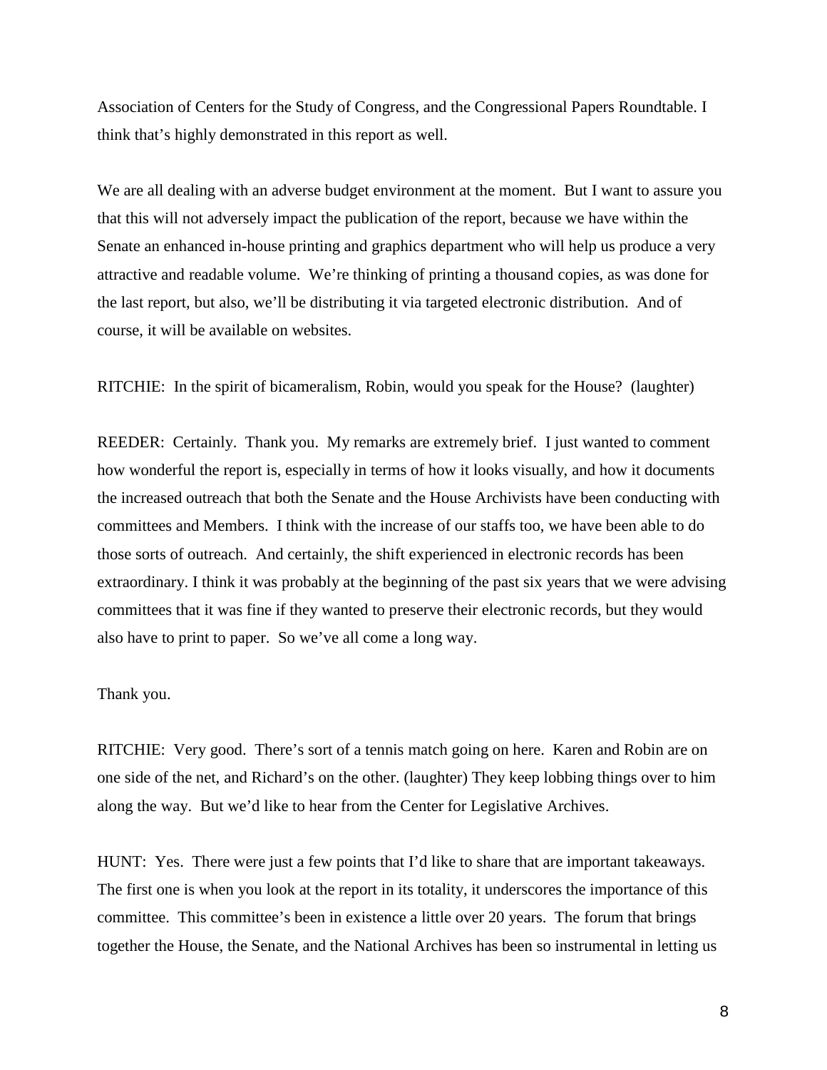Association of Centers for the Study of Congress, and the Congressional Papers Roundtable. I think that's highly demonstrated in this report as well.

We are all dealing with an adverse budget environment at the moment. But I want to assure you that this will not adversely impact the publication of the report, because we have within the Senate an enhanced in-house printing and graphics department who will help us produce a very attractive and readable volume. We're thinking of printing a thousand copies, as was done for the last report, but also, we'll be distributing it via targeted electronic distribution. And of course, it will be available on websites.

RITCHIE: In the spirit of bicameralism, Robin, would you speak for the House? (laughter)

REEDER: Certainly. Thank you. My remarks are extremely brief. I just wanted to comment how wonderful the report is, especially in terms of how it looks visually, and how it documents the increased outreach that both the Senate and the House Archivists have been conducting with committees and Members. I think with the increase of our staffs too, we have been able to do those sorts of outreach. And certainly, the shift experienced in electronic records has been extraordinary. I think it was probably at the beginning of the past six years that we were advising committees that it was fine if they wanted to preserve their electronic records, but they would also have to print to paper. So we've all come a long way.

Thank you.

RITCHIE: Very good. There's sort of a tennis match going on here. Karen and Robin are on one side of the net, and Richard's on the other. (laughter) They keep lobbing things over to him along the way. But we'd like to hear from the Center for Legislative Archives.

HUNT: Yes. There were just a few points that I'd like to share that are important takeaways. The first one is when you look at the report in its totality, it underscores the importance of this committee. This committee's been in existence a little over 20 years. The forum that brings together the House, the Senate, and the National Archives has been so instrumental in letting us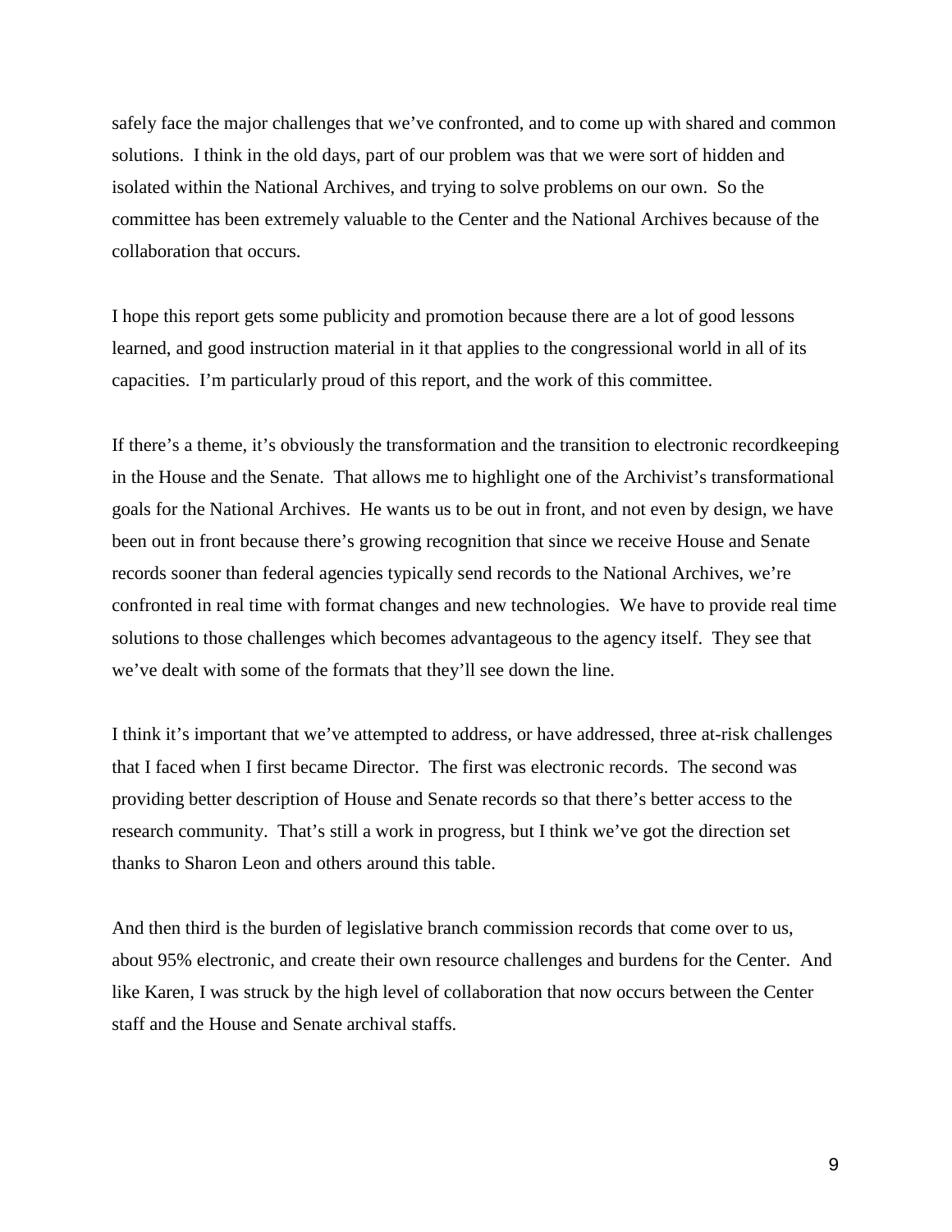safely face the major challenges that we've confronted, and to come up with shared and common solutions. I think in the old days, part of our problem was that we were sort of hidden and isolated within the National Archives, and trying to solve problems on our own. So the committee has been extremely valuable to the Center and the National Archives because of the collaboration that occurs.

I hope this report gets some publicity and promotion because there are a lot of good lessons learned, and good instruction material in it that applies to the congressional world in all of its capacities. I'm particularly proud of this report, and the work of this committee.

If there's a theme, it's obviously the transformation and the transition to electronic recordkeeping in the House and the Senate. That allows me to highlight one of the Archivist's transformational goals for the National Archives. He wants us to be out in front, and not even by design, we have been out in front because there's growing recognition that since we receive House and Senate records sooner than federal agencies typically send records to the National Archives, we're confronted in real time with format changes and new technologies. We have to provide real time solutions to those challenges which becomes advantageous to the agency itself. They see that we've dealt with some of the formats that they'll see down the line.

I think it's important that we've attempted to address, or have addressed, three at-risk challenges that I faced when I first became Director. The first was electronic records. The second was providing better description of House and Senate records so that there's better access to the research community. That's still a work in progress, but I think we've got the direction set thanks to Sharon Leon and others around this table.

And then third is the burden of legislative branch commission records that come over to us, about 95% electronic, and create their own resource challenges and burdens for the Center. And like Karen, I was struck by the high level of collaboration that now occurs between the Center staff and the House and Senate archival staffs.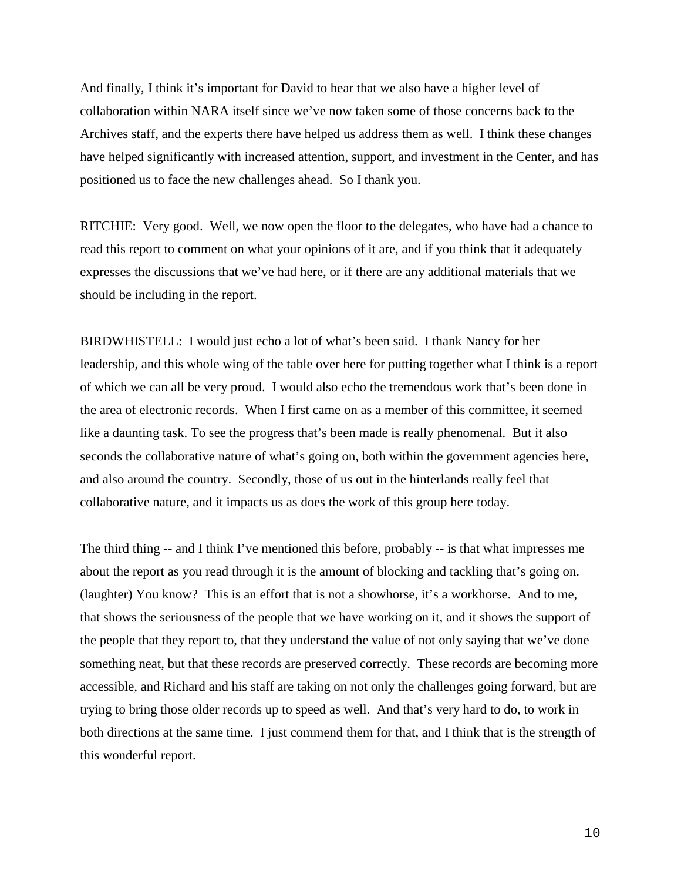And finally, I think it's important for David to hear that we also have a higher level of collaboration within NARA itself since we've now taken some of those concerns back to the Archives staff, and the experts there have helped us address them as well. I think these changes have helped significantly with increased attention, support, and investment in the Center, and has positioned us to face the new challenges ahead. So I thank you.

RITCHIE: Very good. Well, we now open the floor to the delegates, who have had a chance to read this report to comment on what your opinions of it are, and if you think that it adequately expresses the discussions that we've had here, or if there are any additional materials that we should be including in the report.

BIRDWHISTELL: I would just echo a lot of what's been said. I thank Nancy for her leadership, and this whole wing of the table over here for putting together what I think is a report of which we can all be very proud. I would also echo the tremendous work that's been done in the area of electronic records. When I first came on as a member of this committee, it seemed like a daunting task. To see the progress that's been made is really phenomenal. But it also seconds the collaborative nature of what's going on, both within the government agencies here, and also around the country. Secondly, those of us out in the hinterlands really feel that collaborative nature, and it impacts us as does the work of this group here today.

The third thing -- and I think I've mentioned this before, probably -- is that what impresses me about the report as you read through it is the amount of blocking and tackling that's going on. (laughter) You know? This is an effort that is not a showhorse, it's a workhorse. And to me, that shows the seriousness of the people that we have working on it, and it shows the support of the people that they report to, that they understand the value of not only saying that we've done something neat, but that these records are preserved correctly. These records are becoming more accessible, and Richard and his staff are taking on not only the challenges going forward, but are trying to bring those older records up to speed as well. And that's very hard to do, to work in both directions at the same time. I just commend them for that, and I think that is the strength of this wonderful report.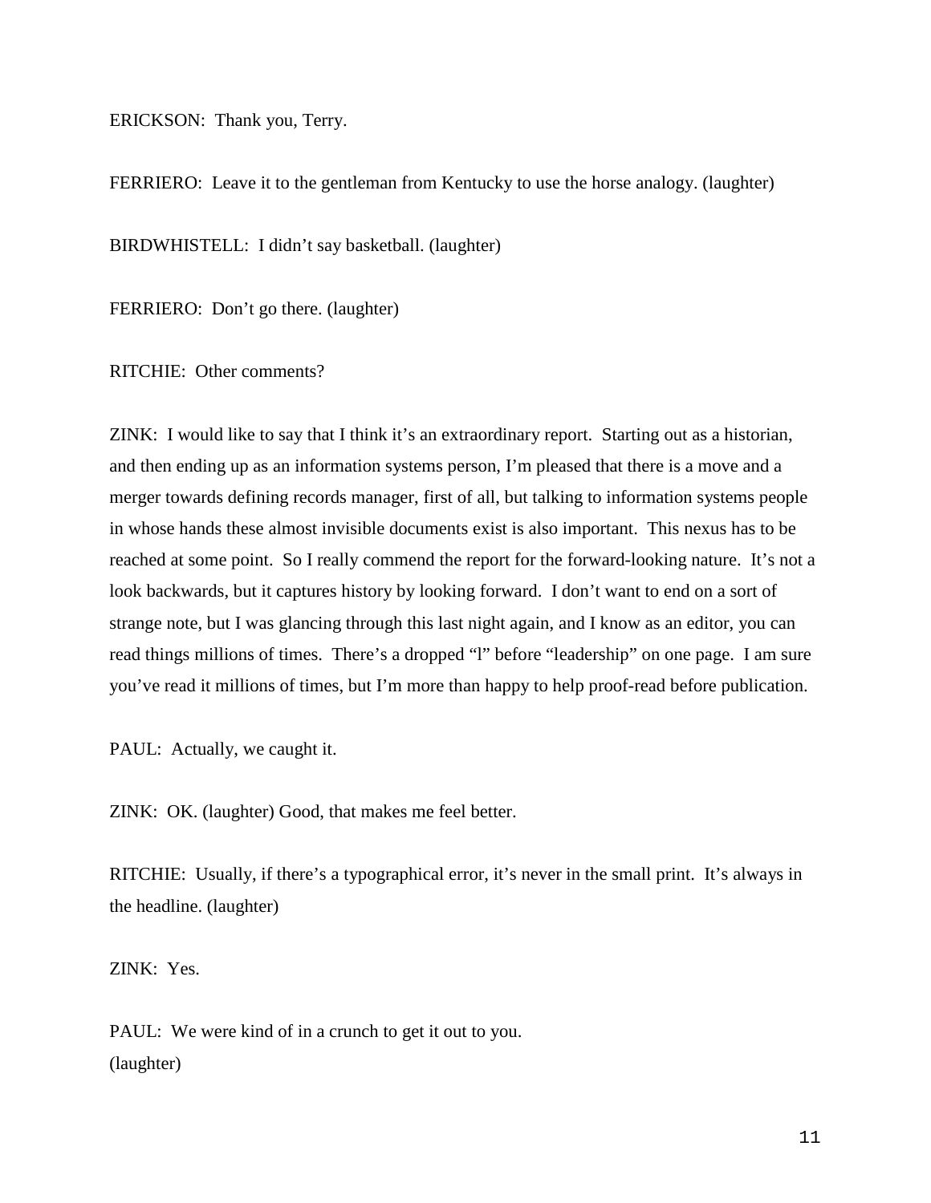ERICKSON: Thank you, Terry.

FERRIERO: Leave it to the gentleman from Kentucky to use the horse analogy. (laughter)

BIRDWHISTELL: I didn't say basketball. (laughter)

FERRIERO: Don't go there. (laughter)

RITCHIE: Other comments?

ZINK: I would like to say that I think it's an extraordinary report. Starting out as a historian, and then ending up as an information systems person, I'm pleased that there is a move and a merger towards defining records manager, first of all, but talking to information systems people in whose hands these almost invisible documents exist is also important. This nexus has to be reached at some point. So I really commend the report for the forward-looking nature. It's not a look backwards, but it captures history by looking forward. I don't want to end on a sort of strange note, but I was glancing through this last night again, and I know as an editor, you can read things millions of times. There's a dropped "l" before "leadership" on one page. I am sure you've read it millions of times, but I'm more than happy to help proof-read before publication.

PAUL: Actually, we caught it.

ZINK: OK. (laughter) Good, that makes me feel better.

RITCHIE: Usually, if there's a typographical error, it's never in the small print. It's always in the headline. (laughter)

ZINK: Yes.

PAUL: We were kind of in a crunch to get it out to you.
(laughter)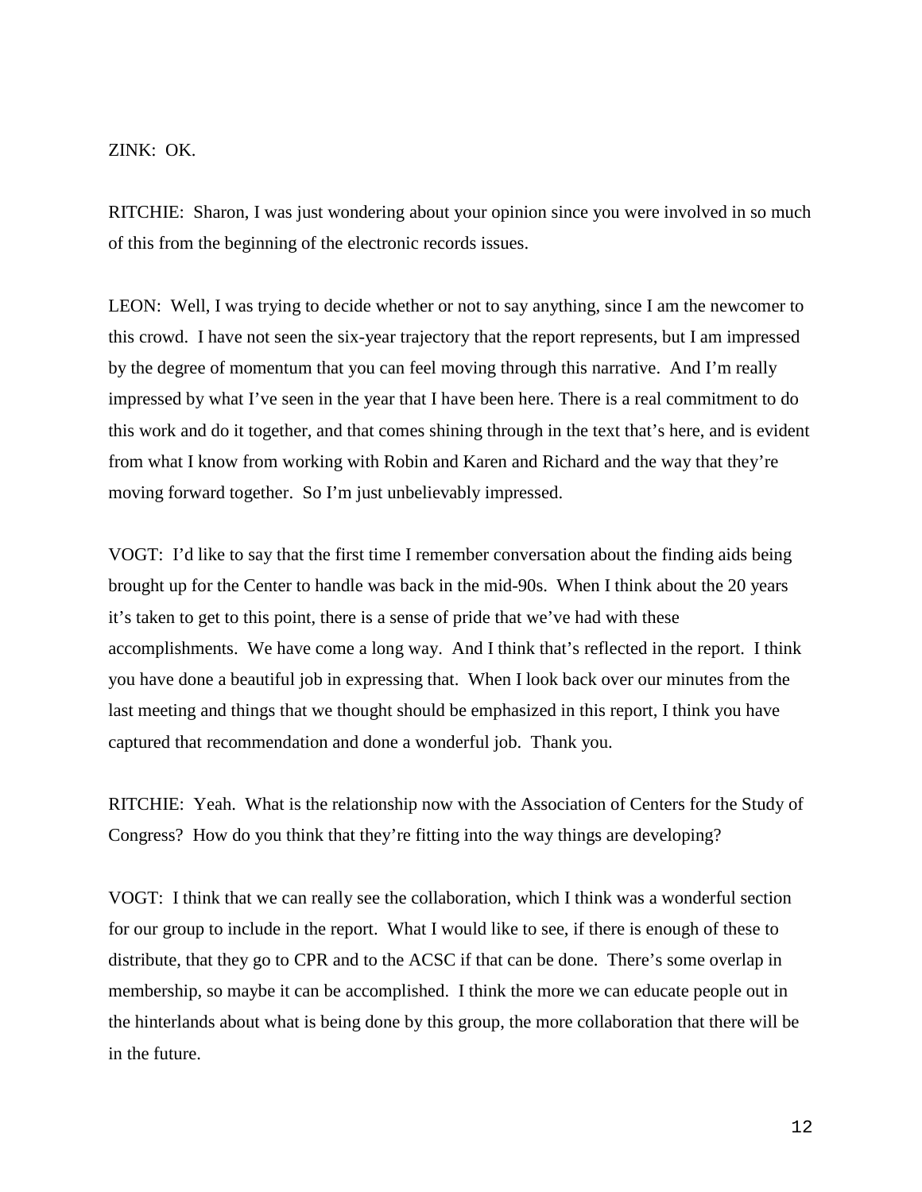ZINK: OK.

RITCHIE: Sharon, I was just wondering about your opinion since you were involved in so much of this from the beginning of the electronic records issues.

LEON: Well, I was trying to decide whether or not to say anything, since I am the newcomer to this crowd. I have not seen the six-year trajectory that the report represents, but I am impressed by the degree of momentum that you can feel moving through this narrative. And I'm really impressed by what I've seen in the year that I have been here. There is a real commitment to do this work and do it together, and that comes shining through in the text that's here, and is evident from what I know from working with Robin and Karen and Richard and the way that they're moving forward together. So I'm just unbelievably impressed.

VOGT: I'd like to say that the first time I remember conversation about the finding aids being brought up for the Center to handle was back in the mid-90s. When I think about the 20 years it's taken to get to this point, there is a sense of pride that we've had with these accomplishments. We have come a long way. And I think that's reflected in the report. I think you have done a beautiful job in expressing that. When I look back over our minutes from the last meeting and things that we thought should be emphasized in this report, I think you have captured that recommendation and done a wonderful job. Thank you.

RITCHIE: Yeah. What is the relationship now with the Association of Centers for the Study of Congress? How do you think that they're fitting into the way things are developing?

VOGT: I think that we can really see the collaboration, which I think was a wonderful section for our group to include in the report. What I would like to see, if there is enough of these to distribute, that they go to CPR and to the ACSC if that can be done. There's some overlap in membership, so maybe it can be accomplished. I think the more we can educate people out in the hinterlands about what is being done by this group, the more collaboration that there will be in the future.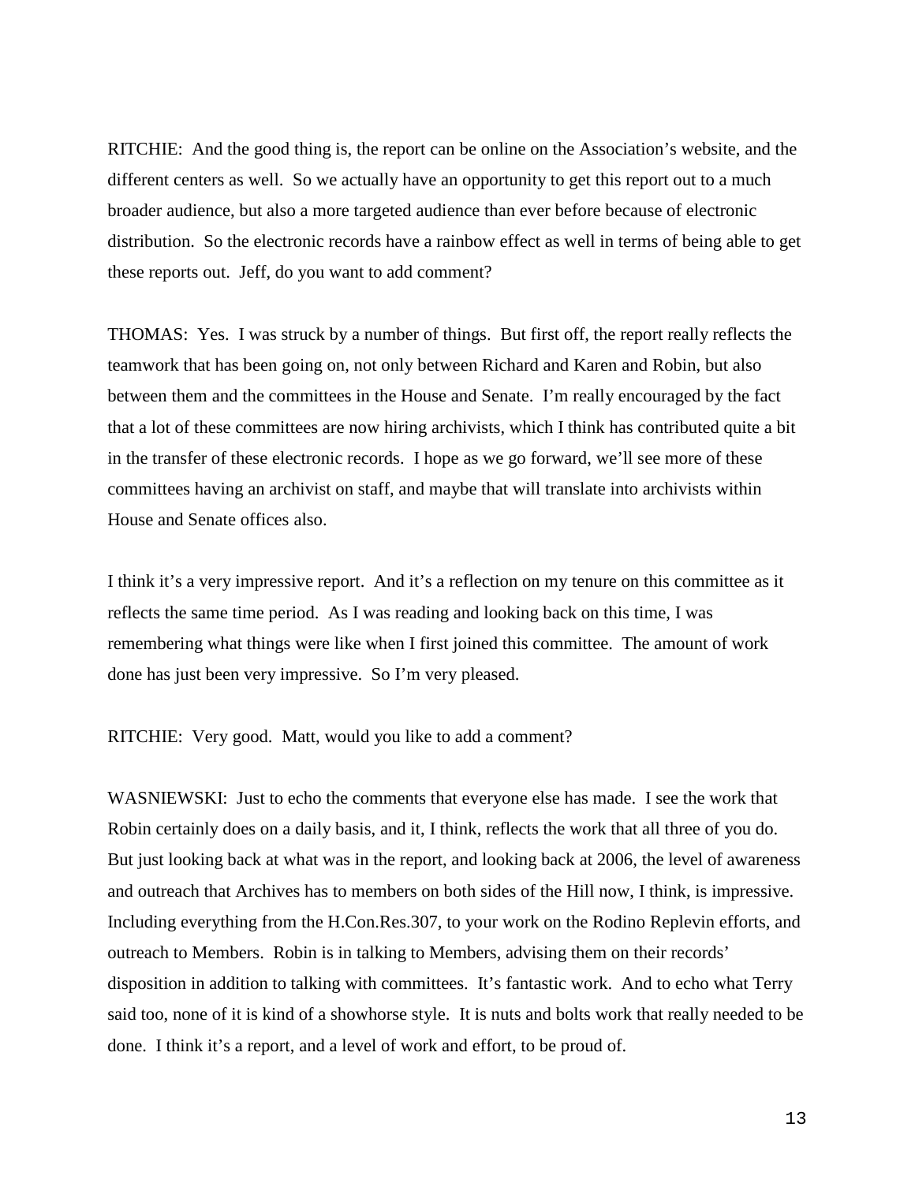RITCHIE: And the good thing is, the report can be online on the Association's website, and the different centers as well. So we actually have an opportunity to get this report out to a much broader audience, but also a more targeted audience than ever before because of electronic distribution. So the electronic records have a rainbow effect as well in terms of being able to get these reports out. Jeff, do you want to add comment?

THOMAS: Yes. I was struck by a number of things. But first off, the report really reflects the teamwork that has been going on, not only between Richard and Karen and Robin, but also between them and the committees in the House and Senate. I'm really encouraged by the fact that a lot of these committees are now hiring archivists, which I think has contributed quite a bit in the transfer of these electronic records. I hope as we go forward, we'll see more of these committees having an archivist on staff, and maybe that will translate into archivists within House and Senate offices also.

I think it's a very impressive report. And it's a reflection on my tenure on this committee as it reflects the same time period. As I was reading and looking back on this time, I was remembering what things were like when I first joined this committee. The amount of work done has just been very impressive. So I'm very pleased.

RITCHIE: Very good. Matt, would you like to add a comment?

WASNIEWSKI: Just to echo the comments that everyone else has made. I see the work that Robin certainly does on a daily basis, and it, I think, reflects the work that all three of you do. But just looking back at what was in the report, and looking back at 2006, the level of awareness and outreach that Archives has to members on both sides of the Hill now, I think, is impressive. Including everything from the H.Con.Res.307, to your work on the Rodino Replevin efforts, and outreach to Members. Robin is in talking to Members, advising them on their records' disposition in addition to talking with committees. It's fantastic work. And to echo what Terry said too, none of it is kind of a showhorse style. It is nuts and bolts work that really needed to be done. I think it's a report, and a level of work and effort, to be proud of.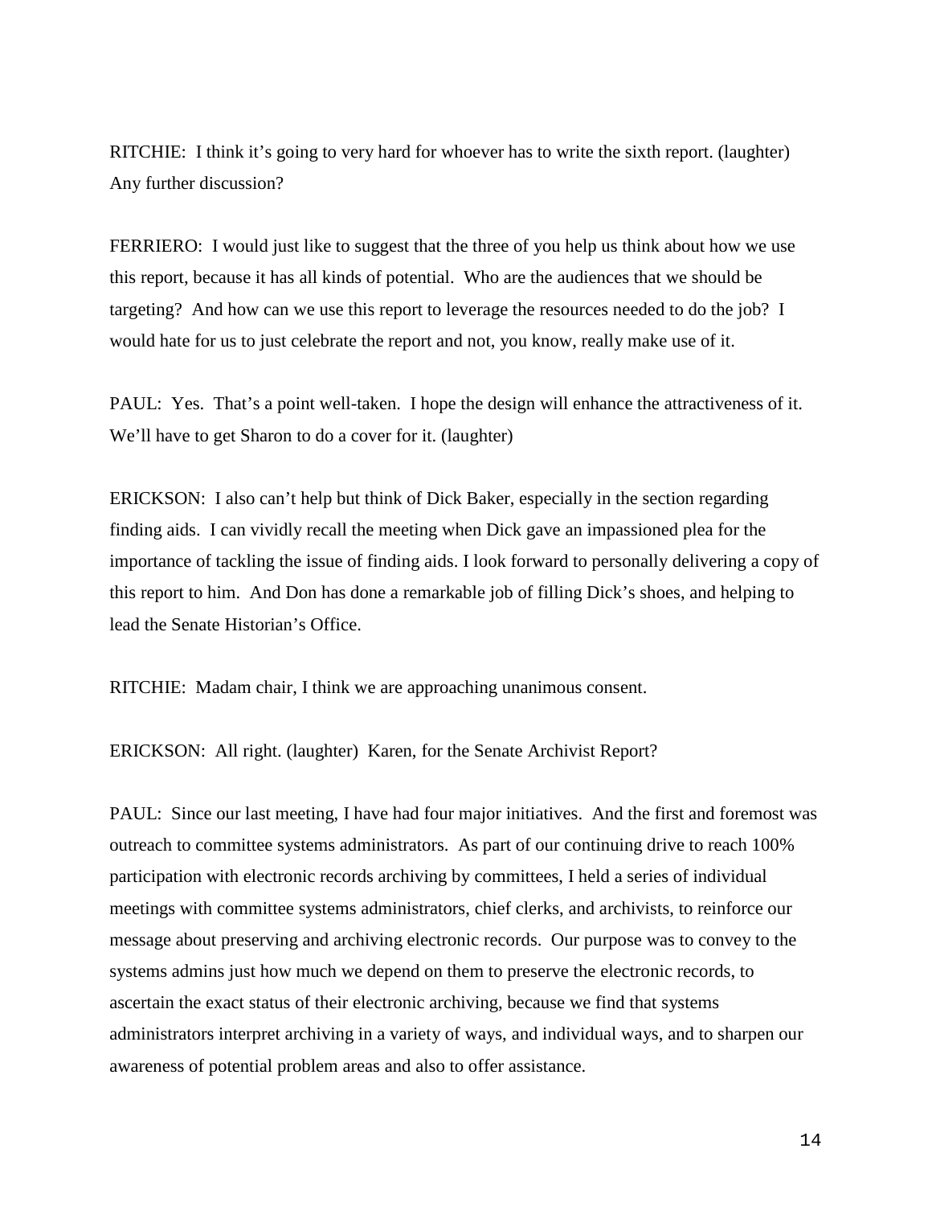RITCHIE: I think it's going to very hard for whoever has to write the sixth report. (laughter) Any further discussion?

FERRIERO: I would just like to suggest that the three of you help us think about how we use this report, because it has all kinds of potential. Who are the audiences that we should be targeting? And how can we use this report to leverage the resources needed to do the job? I would hate for us to just celebrate the report and not, you know, really make use of it.

PAUL: Yes. That's a point well-taken. I hope the design will enhance the attractiveness of it. We'll have to get Sharon to do a cover for it. (laughter)

ERICKSON: I also can't help but think of Dick Baker, especially in the section regarding finding aids. I can vividly recall the meeting when Dick gave an impassioned plea for the importance of tackling the issue of finding aids. I look forward to personally delivering a copy of this report to him. And Don has done a remarkable job of filling Dick's shoes, and helping to lead the Senate Historian's Office.

RITCHIE: Madam chair, I think we are approaching unanimous consent.

ERICKSON: All right. (laughter) Karen, for the Senate Archivist Report?

PAUL: Since our last meeting, I have had four major initiatives. And the first and foremost was outreach to committee systems administrators. As part of our continuing drive to reach 100% participation with electronic records archiving by committees, I held a series of individual meetings with committee systems administrators, chief clerks, and archivists, to reinforce our message about preserving and archiving electronic records. Our purpose was to convey to the systems admins just how much we depend on them to preserve the electronic records, to ascertain the exact status of their electronic archiving, because we find that systems administrators interpret archiving in a variety of ways, and individual ways, and to sharpen our awareness of potential problem areas and also to offer assistance.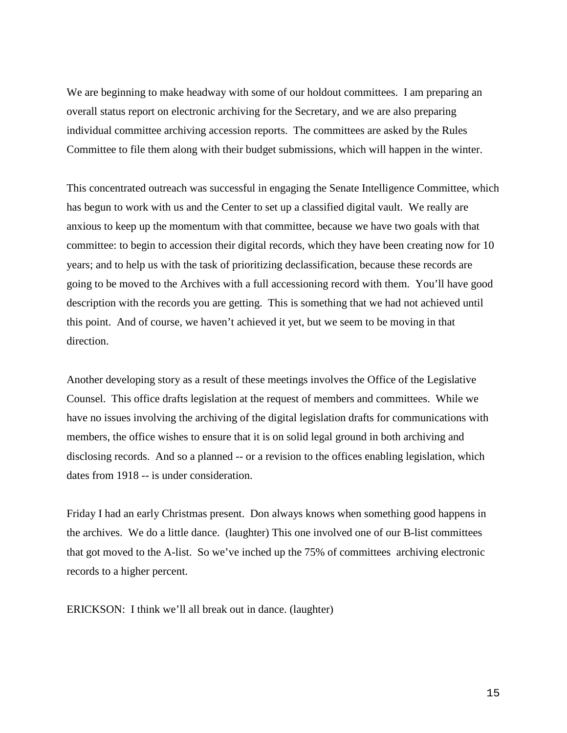We are beginning to make headway with some of our holdout committees. I am preparing an overall status report on electronic archiving for the Secretary, and we are also preparing individual committee archiving accession reports. The committees are asked by the Rules Committee to file them along with their budget submissions, which will happen in the winter.

This concentrated outreach was successful in engaging the Senate Intelligence Committee, which has begun to work with us and the Center to set up a classified digital vault. We really are anxious to keep up the momentum with that committee, because we have two goals with that committee: to begin to accession their digital records, which they have been creating now for 10 years; and to help us with the task of prioritizing declassification, because these records are going to be moved to the Archives with a full accessioning record with them. You'll have good description with the records you are getting. This is something that we had not achieved until this point. And of course, we haven't achieved it yet, but we seem to be moving in that direction.

Another developing story as a result of these meetings involves the Office of the Legislative Counsel. This office drafts legislation at the request of members and committees. While we have no issues involving the archiving of the digital legislation drafts for communications with members, the office wishes to ensure that it is on solid legal ground in both archiving and disclosing records. And so a planned -- or a revision to the offices enabling legislation, which dates from 1918 -- is under consideration.

Friday I had an early Christmas present. Don always knows when something good happens in the archives. We do a little dance. (laughter) This one involved one of our B-list committees that got moved to the A-list. So we've inched up the 75% of committees archiving electronic records to a higher percent.

ERICKSON: I think we'll all break out in dance. (laughter)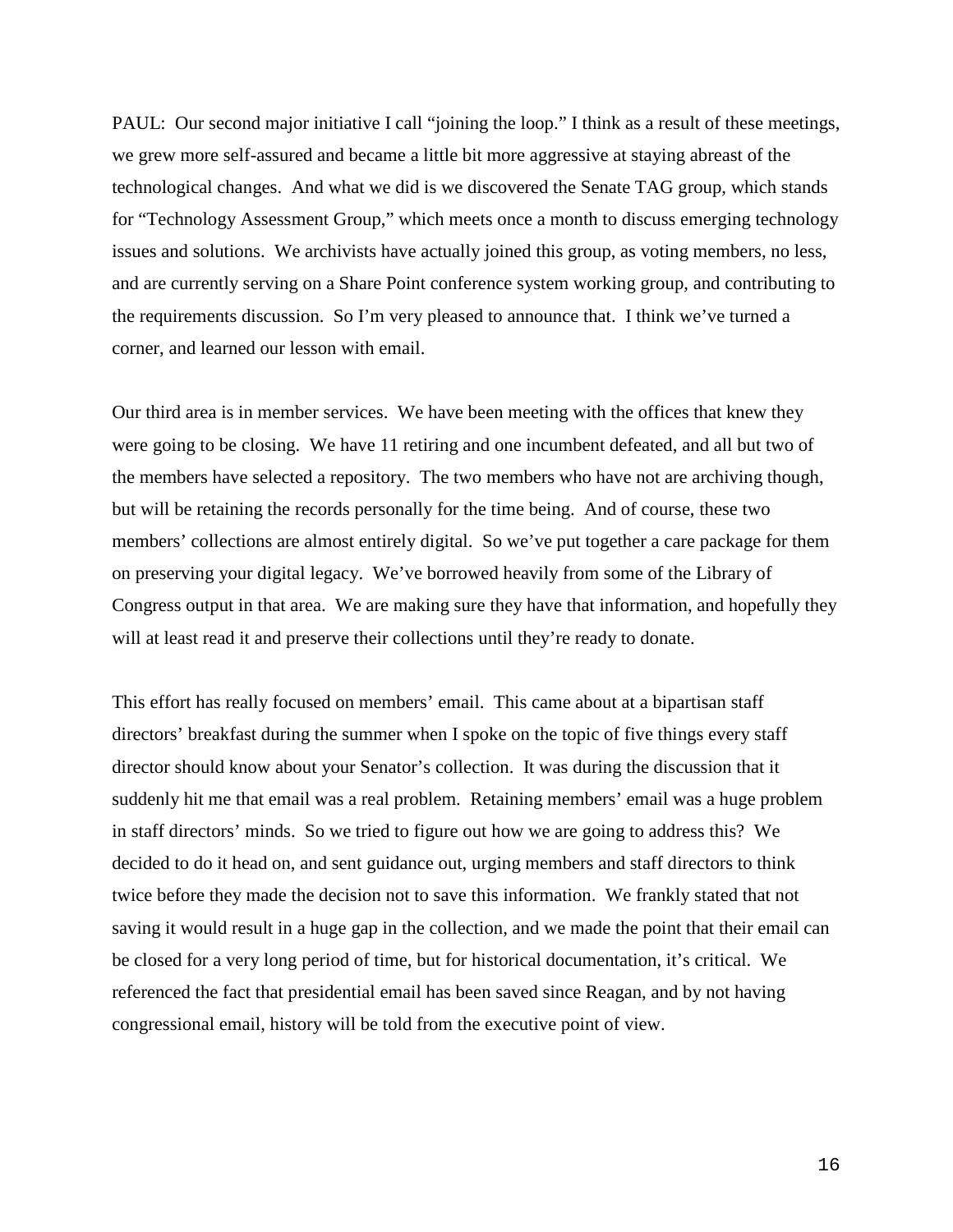PAUL: Our second major initiative I call "joining the loop." I think as a result of these meetings, we grew more self-assured and became a little bit more aggressive at staying abreast of the technological changes. And what we did is we discovered the Senate TAG group, which stands for "Technology Assessment Group," which meets once a month to discuss emerging technology issues and solutions. We archivists have actually joined this group, as voting members, no less, and are currently serving on a Share Point conference system working group, and contributing to the requirements discussion. So I'm very pleased to announce that. I think we've turned a corner, and learned our lesson with email.

Our third area is in member services. We have been meeting with the offices that knew they were going to be closing. We have 11 retiring and one incumbent defeated, and all but two of the members have selected a repository. The two members who have not are archiving though, but will be retaining the records personally for the time being. And of course, these two members' collections are almost entirely digital. So we've put together a care package for them on preserving your digital legacy. We've borrowed heavily from some of the Library of Congress output in that area. We are making sure they have that information, and hopefully they will at least read it and preserve their collections until they're ready to donate.

This effort has really focused on members' email. This came about at a bipartisan staff directors' breakfast during the summer when I spoke on the topic of five things every staff director should know about your Senator's collection. It was during the discussion that it suddenly hit me that email was a real problem. Retaining members' email was a huge problem in staff directors' minds. So we tried to figure out how we are going to address this? We decided to do it head on, and sent guidance out, urging members and staff directors to think twice before they made the decision not to save this information. We frankly stated that not saving it would result in a huge gap in the collection, and we made the point that their email can be closed for a very long period of time, but for historical documentation, it's critical. We referenced the fact that presidential email has been saved since Reagan, and by not having congressional email, history will be told from the executive point of view.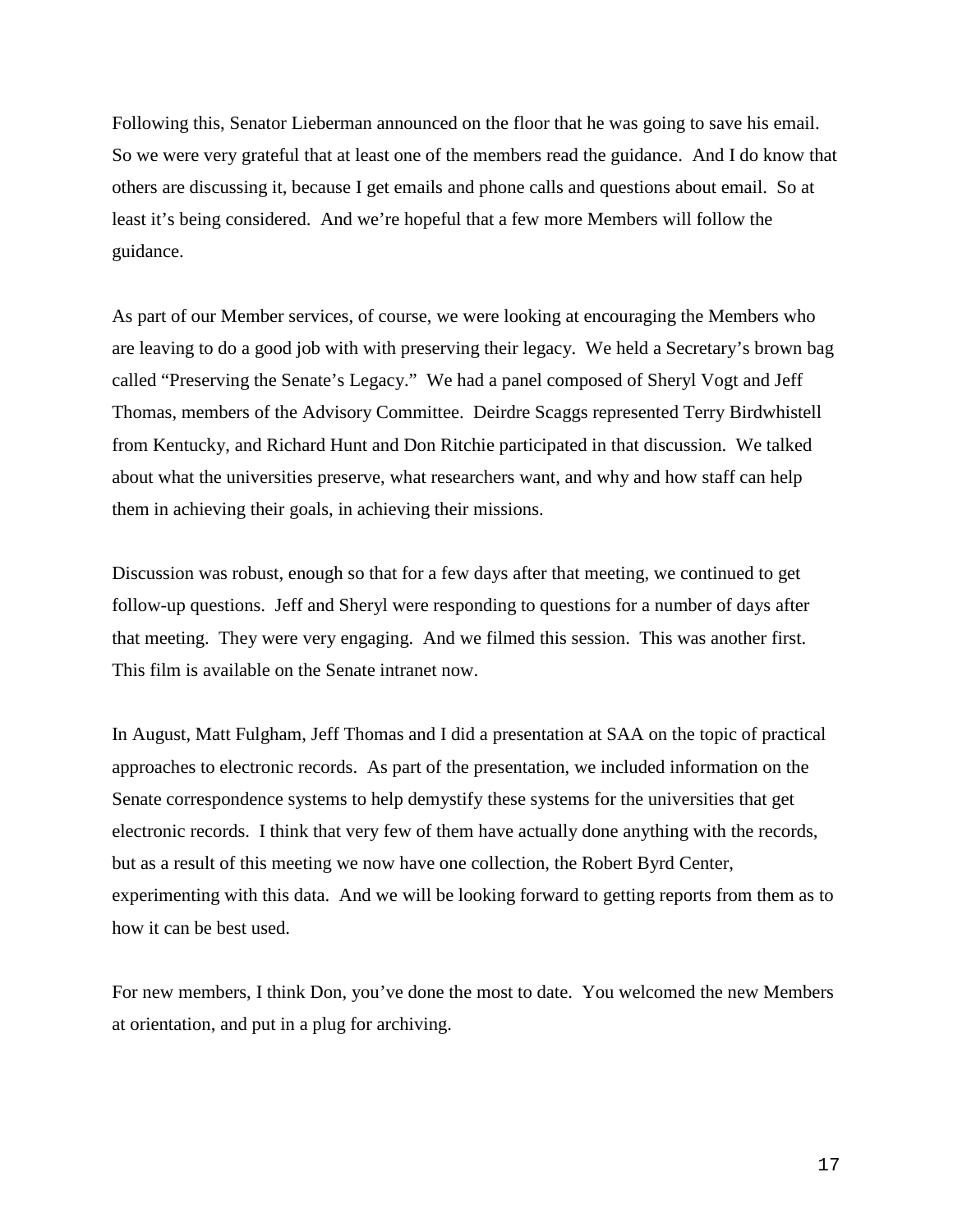Following this, Senator Lieberman announced on the floor that he was going to save his email. So we were very grateful that at least one of the members read the guidance. And I do know that others are discussing it, because I get emails and phone calls and questions about email. So at least it's being considered. And we're hopeful that a few more Members will follow the guidance.

As part of our Member services, of course, we were looking at encouraging the Members who are leaving to do a good job with with preserving their legacy. We held a Secretary's brown bag called "Preserving the Senate's Legacy." We had a panel composed of Sheryl Vogt and Jeff Thomas, members of the Advisory Committee. Deirdre Scaggs represented Terry Birdwhistell from Kentucky, and Richard Hunt and Don Ritchie participated in that discussion. We talked about what the universities preserve, what researchers want, and why and how staff can help them in achieving their goals, in achieving their missions.

Discussion was robust, enough so that for a few days after that meeting, we continued to get follow-up questions. Jeff and Sheryl were responding to questions for a number of days after that meeting. They were very engaging. And we filmed this session. This was another first. This film is available on the Senate intranet now.

In August, Matt Fulgham, Jeff Thomas and I did a presentation at SAA on the topic of practical approaches to electronic records. As part of the presentation, we included information on the Senate correspondence systems to help demystify these systems for the universities that get electronic records. I think that very few of them have actually done anything with the records, but as a result of this meeting we now have one collection, the Robert Byrd Center, experimenting with this data. And we will be looking forward to getting reports from them as to how it can be best used.

For new members, I think Don, you've done the most to date. You welcomed the new Members at orientation, and put in a plug for archiving.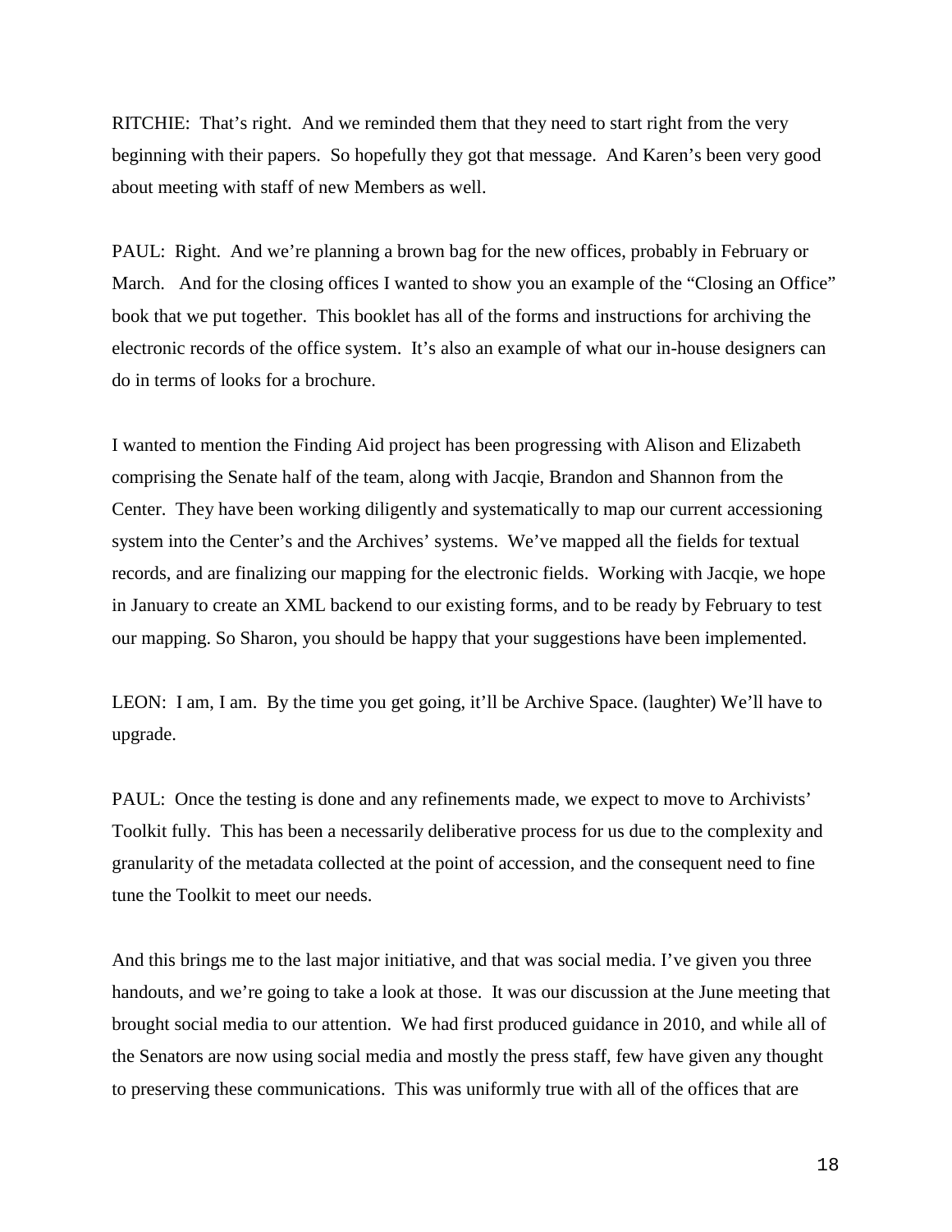RITCHIE: That's right. And we reminded them that they need to start right from the very beginning with their papers. So hopefully they got that message. And Karen's been very good about meeting with staff of new Members as well.

PAUL: Right. And we're planning a brown bag for the new offices, probably in February or March. And for the closing offices I wanted to show you an example of the "Closing an Office" book that we put together. This booklet has all of the forms and instructions for archiving the electronic records of the office system. It's also an example of what our in-house designers can do in terms of looks for a brochure.

I wanted to mention the Finding Aid project has been progressing with Alison and Elizabeth comprising the Senate half of the team, along with Jacqie, Brandon and Shannon from the Center. They have been working diligently and systematically to map our current accessioning system into the Center's and the Archives' systems. We've mapped all the fields for textual records, and are finalizing our mapping for the electronic fields. Working with Jacqie, we hope in January to create an XML backend to our existing forms, and to be ready by February to test our mapping. So Sharon, you should be happy that your suggestions have been implemented.

LEON: I am, I am. By the time you get going, it'll be Archive Space. (laughter) We'll have to upgrade.

PAUL: Once the testing is done and any refinements made, we expect to move to Archivists' Toolkit fully. This has been a necessarily deliberative process for us due to the complexity and granularity of the metadata collected at the point of accession, and the consequent need to fine tune the Toolkit to meet our needs.

And this brings me to the last major initiative, and that was social media. I've given you three handouts, and we're going to take a look at those. It was our discussion at the June meeting that brought social media to our attention. We had first produced guidance in 2010, and while all of the Senators are now using social media and mostly the press staff, few have given any thought to preserving these communications. This was uniformly true with all of the offices that are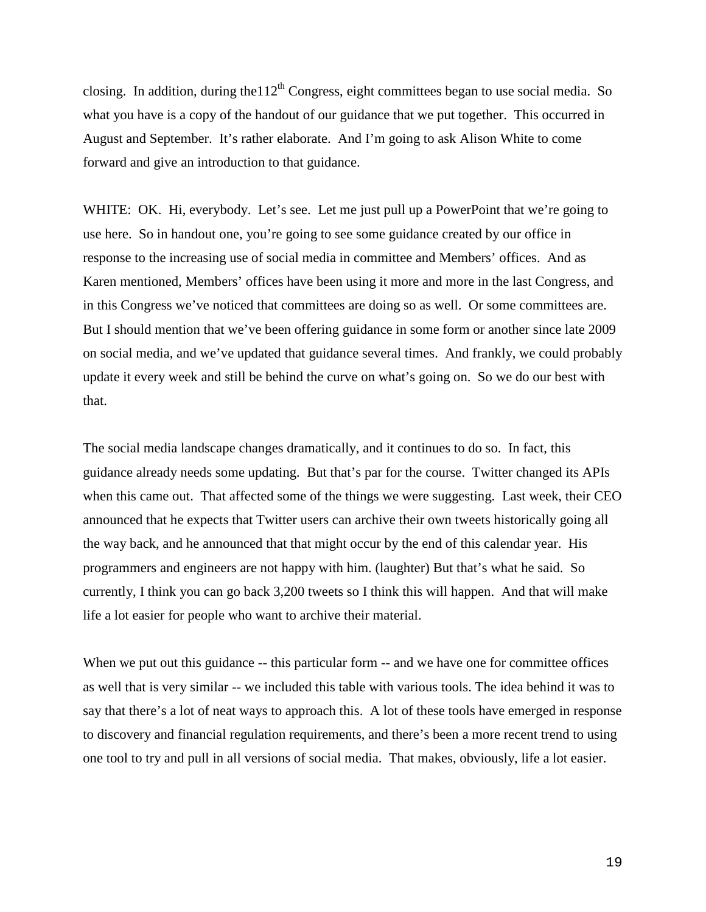closing. In addition, during the112th Congress, eight committees began to use social media. So what you have is a copy of the handout of our guidance that we put together. This occurred in August and September. It's rather elaborate. And I'm going to ask Alison White to come forward and give an introduction to that guidance.

WHITE: OK. Hi, everybody. Let's see. Let me just pull up a PowerPoint that we're going to use here. So in handout one, you're going to see some guidance created by our office in response to the increasing use of social media in committee and Members' offices. And as Karen mentioned, Members' offices have been using it more and more in the last Congress, and in this Congress we've noticed that committees are doing so as well. Or some committees are. But I should mention that we've been offering guidance in some form or another since late 2009 on social media, and we've updated that guidance several times. And frankly, we could probably update it every week and still be behind the curve on what's going on. So we do our best with that.

The social media landscape changes dramatically, and it continues to do so. In fact, this guidance already needs some updating. But that's par for the course. Twitter changed its APIs when this came out. That affected some of the things we were suggesting. Last week, their CEO announced that he expects that Twitter users can archive their own tweets historically going all the way back, and he announced that that might occur by the end of this calendar year. His programmers and engineers are not happy with him. (laughter) But that's what he said. So currently, I think you can go back 3,200 tweets so I think this will happen. And that will make life a lot easier for people who want to archive their material.

When we put out this guidance -- this particular form -- and we have one for committee offices as well that is very similar -- we included this table with various tools. The idea behind it was to say that there's a lot of neat ways to approach this. A lot of these tools have emerged in response to discovery and financial regulation requirements, and there's been a more recent trend to using one tool to try and pull in all versions of social media. That makes, obviously, life a lot easier.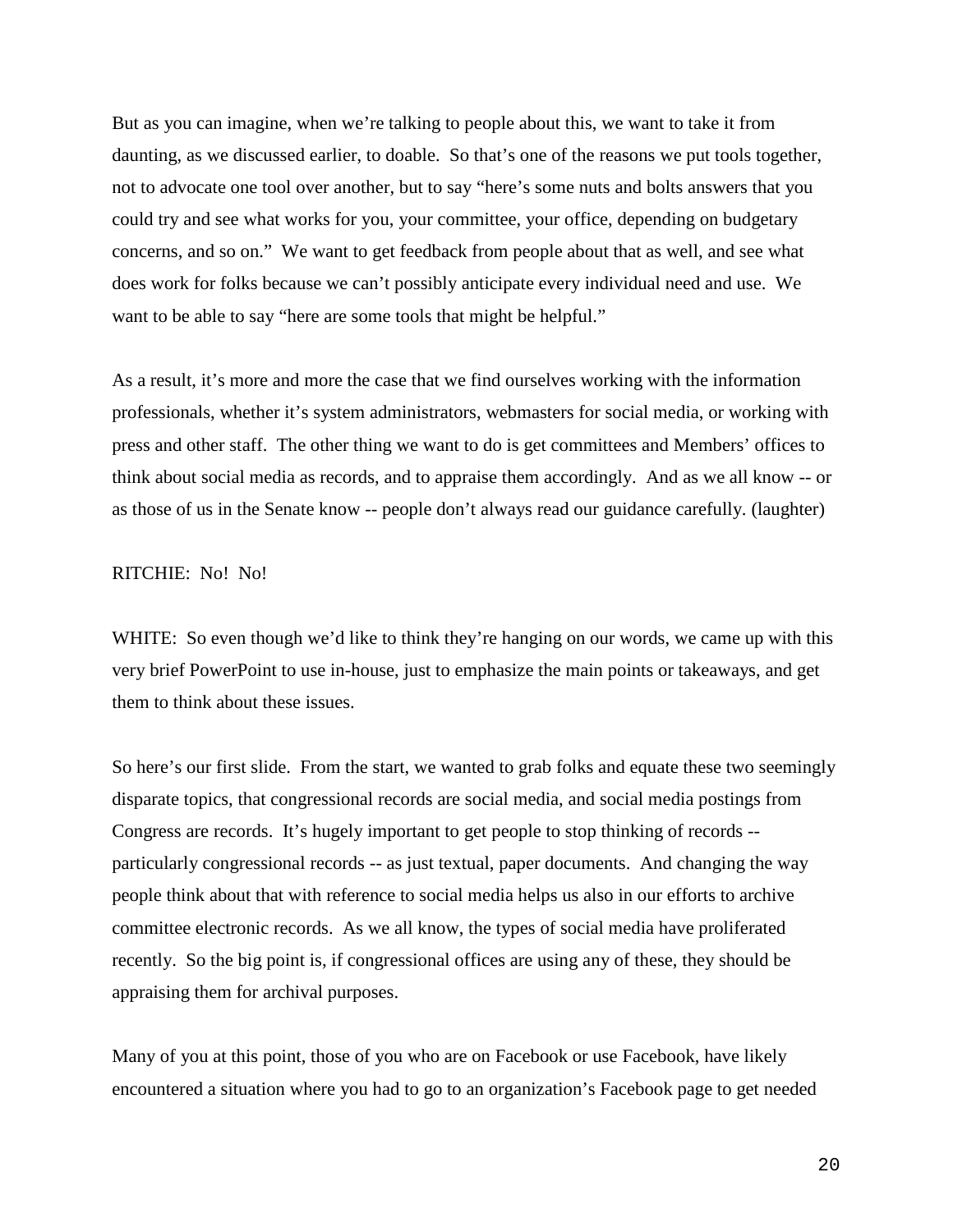But as you can imagine, when we're talking to people about this, we want to take it from daunting, as we discussed earlier, to doable. So that's one of the reasons we put tools together, not to advocate one tool over another, but to say "here's some nuts and bolts answers that you could try and see what works for you, your committee, your office, depending on budgetary concerns, and so on." We want to get feedback from people about that as well, and see what does work for folks because we can't possibly anticipate every individual need and use. We want to be able to say "here are some tools that might be helpful."

As a result, it's more and more the case that we find ourselves working with the information professionals, whether it's system administrators, webmasters for social media, or working with press and other staff. The other thing we want to do is get committees and Members' offices to think about social media as records, and to appraise them accordingly. And as we all know -- or as those of us in the Senate know -- people don't always read our guidance carefully. (laughter)

RITCHIE: No! No!

WHITE: So even though we'd like to think they're hanging on our words, we came up with this very brief PowerPoint to use in-house, just to emphasize the main points or takeaways, and get them to think about these issues.

So here's our first slide. From the start, we wanted to grab folks and equate these two seemingly disparate topics, that congressional records are social media, and social media postings from Congress are records. It's hugely important to get people to stop thinking of records -- particularly congressional records -- as just textual, paper documents. And changing the way people think about that with reference to social media helps us also in our efforts to archive committee electronic records. As we all know, the types of social media have proliferated recently. So the big point is, if congressional offices are using any of these, they should be appraising them for archival purposes.

Many of you at this point, those of you who are on Facebook or use Facebook, have likely encountered a situation where you had to go to an organization's Facebook page to get needed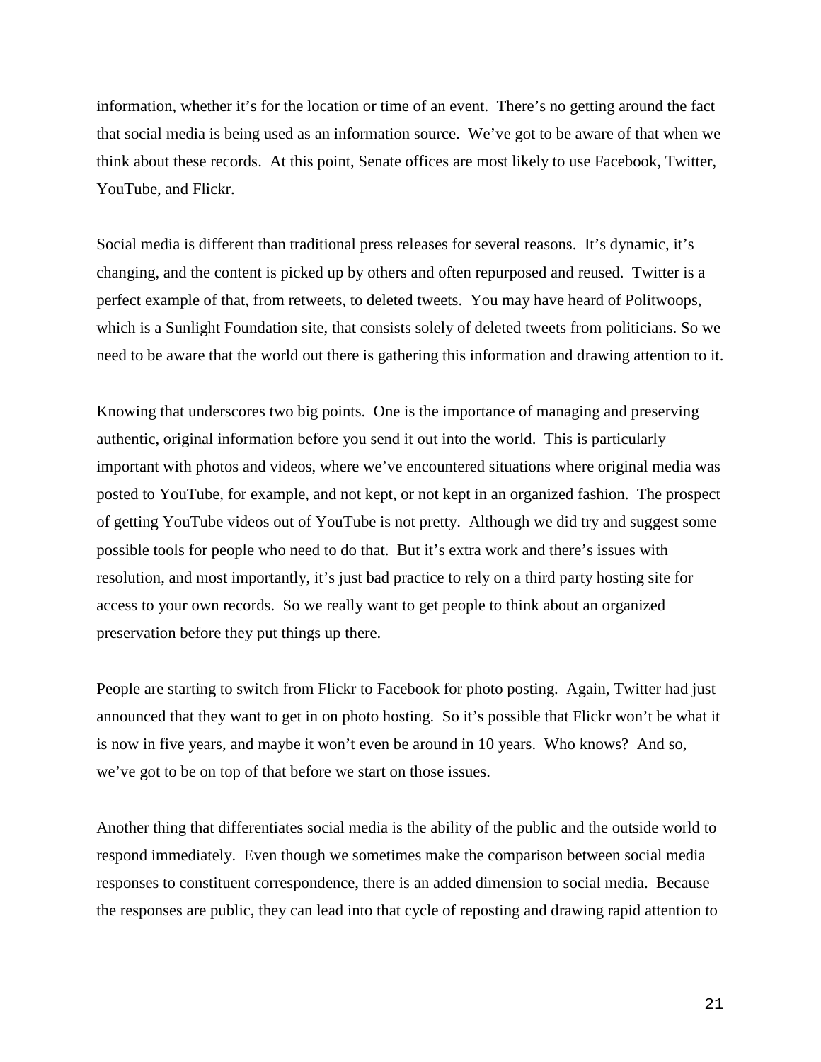information, whether it's for the location or time of an event. There's no getting around the fact that social media is being used as an information source. We've got to be aware of that when we think about these records. At this point, Senate offices are most likely to use Facebook, Twitter, YouTube, and Flickr.

Social media is different than traditional press releases for several reasons. It's dynamic, it's changing, and the content is picked up by others and often repurposed and reused. Twitter is a perfect example of that, from retweets, to deleted tweets. You may have heard of Politwoops, which is a Sunlight Foundation site, that consists solely of deleted tweets from politicians. So we need to be aware that the world out there is gathering this information and drawing attention to it.

Knowing that underscores two big points. One is the importance of managing and preserving authentic, original information before you send it out into the world. This is particularly important with photos and videos, where we've encountered situations where original media was posted to YouTube, for example, and not kept, or not kept in an organized fashion. The prospect of getting YouTube videos out of YouTube is not pretty. Although we did try and suggest some possible tools for people who need to do that. But it's extra work and there's issues with resolution, and most importantly, it's just bad practice to rely on a third party hosting site for access to your own records. So we really want to get people to think about an organized preservation before they put things up there.

People are starting to switch from Flickr to Facebook for photo posting. Again, Twitter had just announced that they want to get in on photo hosting. So it's possible that Flickr won't be what it is now in five years, and maybe it won't even be around in 10 years. Who knows? And so, we've got to be on top of that before we start on those issues.

Another thing that differentiates social media is the ability of the public and the outside world to respond immediately. Even though we sometimes make the comparison between social media responses to constituent correspondence, there is an added dimension to social media. Because the responses are public, they can lead into that cycle of reposting and drawing rapid attention to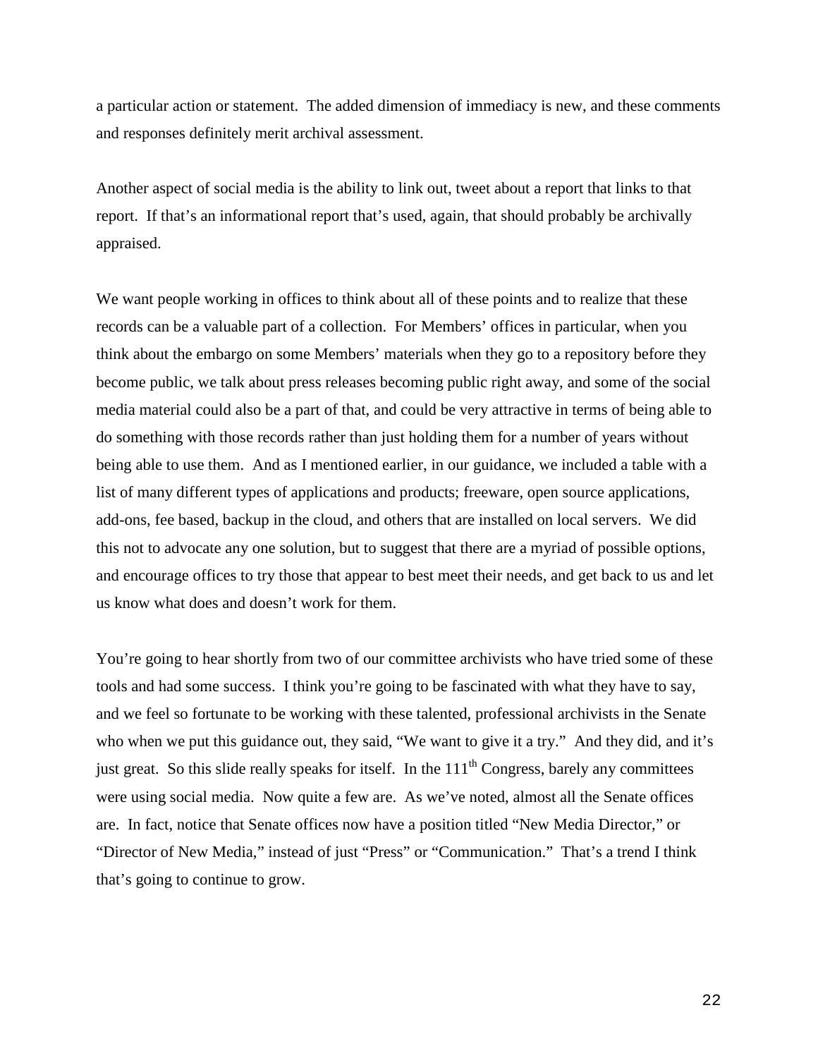a particular action or statement. The added dimension of immediacy is new, and these comments and responses definitely merit archival assessment.

Another aspect of social media is the ability to link out, tweet about a report that links to that report. If that's an informational report that's used, again, that should probably be archivally appraised.

We want people working in offices to think about all of these points and to realize that these records can be a valuable part of a collection. For Members' offices in particular, when you think about the embargo on some Members' materials when they go to a repository before they become public, we talk about press releases becoming public right away, and some of the social media material could also be a part of that, and could be very attractive in terms of being able to do something with those records rather than just holding them for a number of years without being able to use them. And as I mentioned earlier, in our guidance, we included a table with a list of many different types of applications and products; freeware, open source applications, add-ons, fee based, backup in the cloud, and others that are installed on local servers. We did this not to advocate any one solution, but to suggest that there are a myriad of possible options, and encourage offices to try those that appear to best meet their needs, and get back to us and let us know what does and doesn't work for them.

You're going to hear shortly from two of our committee archivists who have tried some of these tools and had some success. I think you're going to be fascinated with what they have to say, and we feel so fortunate to be working with these talented, professional archivists in the Senate who when we put this guidance out, they said, "We want to give it a try." And they did, and it's just great. So this slide really speaks for itself. In the 111th Congress, barely any committees were using social media. Now quite a few are. As we've noted, almost all the Senate offices are. In fact, notice that Senate offices now have a position titled "New Media Director," or "Director of New Media," instead of just "Press" or "Communication." That's a trend I think that's going to continue to grow.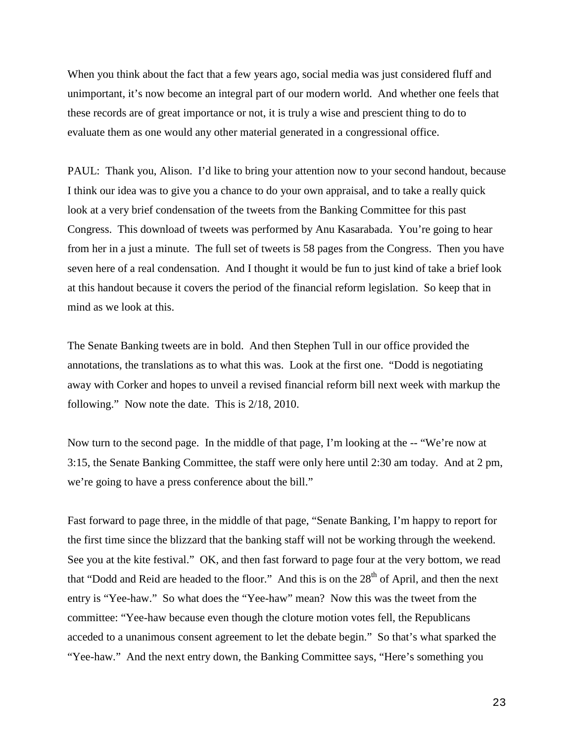When you think about the fact that a few years ago, social media was just considered fluff and unimportant, it's now become an integral part of our modern world. And whether one feels that these records are of great importance or not, it is truly a wise and prescient thing to do to evaluate them as one would any other material generated in a congressional office.

PAUL: Thank you, Alison. I'd like to bring your attention now to your second handout, because I think our idea was to give you a chance to do your own appraisal, and to take a really quick look at a very brief condensation of the tweets from the Banking Committee for this past Congress. This download of tweets was performed by Anu Kasarabada. You're going to hear from her in a just a minute. The full set of tweets is 58 pages from the Congress. Then you have seven here of a real condensation. And I thought it would be fun to just kind of take a brief look at this handout because it covers the period of the financial reform legislation. So keep that in mind as we look at this.

The Senate Banking tweets are in bold. And then Stephen Tull in our office provided the annotations, the translations as to what this was. Look at the first one. "Dodd is negotiating away with Corker and hopes to unveil a revised financial reform bill next week with markup the following." Now note the date. This is 2/18, 2010.

Now turn to the second page. In the middle of that page, I'm looking at the -- "We're now at 3:15, the Senate Banking Committee, the staff were only here until 2:30 am today. And at 2 pm, we're going to have a press conference about the bill."

Fast forward to page three, in the middle of that page, "Senate Banking, I'm happy to report for the first time since the blizzard that the banking staff will not be working through the weekend. See you at the kite festival." OK, and then fast forward to page four at the very bottom, we read that "Dodd and Reid are headed to the floor." And this is on the 28th of April, and then the next entry is "Yee-haw." So what does the "Yee-haw" mean? Now this was the tweet from the committee: "Yee-haw because even though the cloture motion votes fell, the Republicans acceded to a unanimous consent agreement to let the debate begin." So that's what sparked the "Yee-haw." And the next entry down, the Banking Committee says, "Here's something you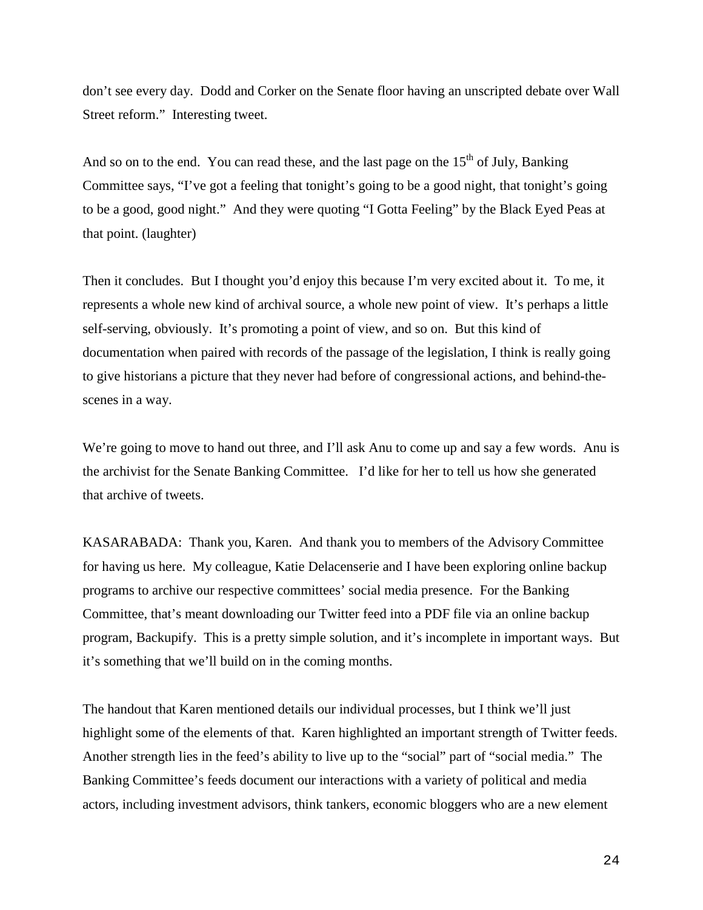don't see every day. Dodd and Corker on the Senate floor having an unscripted debate over Wall Street reform." Interesting tweet.

And so on to the end. You can read these, and the last page on the 15th of July, Banking Committee says, "I've got a feeling that tonight's going to be a good night, that tonight's going to be a good, good night." And they were quoting "I Gotta Feeling" by the Black Eyed Peas at that point. (laughter)

Then it concludes. But I thought you'd enjoy this because I'm very excited about it. To me, it represents a whole new kind of archival source, a whole new point of view. It's perhaps a little self-serving, obviously. It's promoting a point of view, and so on. But this kind of documentation when paired with records of the passage of the legislation, I think is really going to give historians a picture that they never had before of congressional actions, and behind-the-scenes in a way.

We're going to move to hand out three, and I'll ask Anu to come up and say a few words. Anu is the archivist for the Senate Banking Committee. I'd like for her to tell us how she generated that archive of tweets.

KASARABADA: Thank you, Karen. And thank you to members of the Advisory Committee for having us here. My colleague, Katie Delacenserie and I have been exploring online backup programs to archive our respective committees' social media presence. For the Banking Committee, that's meant downloading our Twitter feed into a PDF file via an online backup program, Backupify. This is a pretty simple solution, and it's incomplete in important ways. But it's something that we'll build on in the coming months.

The handout that Karen mentioned details our individual processes, but I think we'll just highlight some of the elements of that. Karen highlighted an important strength of Twitter feeds. Another strength lies in the feed's ability to live up to the "social" part of "social media." The Banking Committee's feeds document our interactions with a variety of political and media actors, including investment advisors, think tankers, economic bloggers who are a new element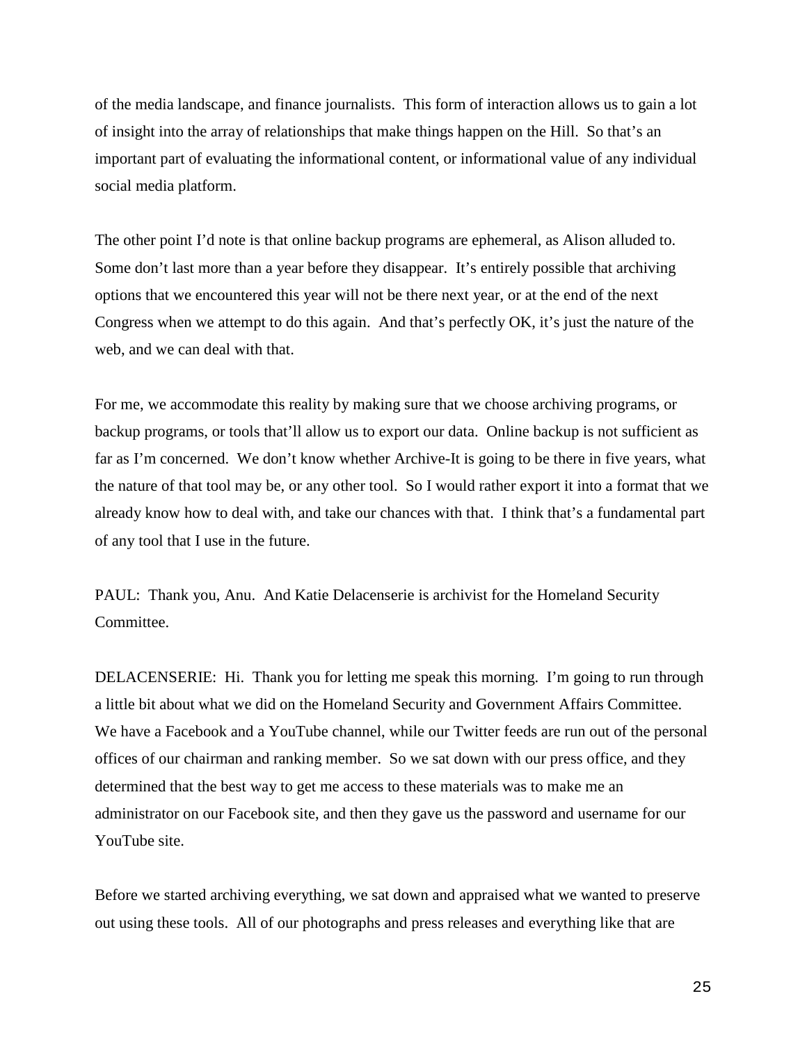of the media landscape, and finance journalists. This form of interaction allows us to gain a lot of insight into the array of relationships that make things happen on the Hill. So that's an important part of evaluating the informational content, or informational value of any individual social media platform.

The other point I'd note is that online backup programs are ephemeral, as Alison alluded to. Some don't last more than a year before they disappear. It's entirely possible that archiving options that we encountered this year will not be there next year, or at the end of the next Congress when we attempt to do this again. And that's perfectly OK, it's just the nature of the web, and we can deal with that.

For me, we accommodate this reality by making sure that we choose archiving programs, or backup programs, or tools that'll allow us to export our data. Online backup is not sufficient as far as I'm concerned. We don't know whether Archive-It is going to be there in five years, what the nature of that tool may be, or any other tool. So I would rather export it into a format that we already know how to deal with, and take our chances with that. I think that's a fundamental part of any tool that I use in the future.

PAUL: Thank you, Anu. And Katie Delacenserie is archivist for the Homeland Security Committee.

DELACENSERIE: Hi. Thank you for letting me speak this morning. I'm going to run through a little bit about what we did on the Homeland Security and Government Affairs Committee. We have a Facebook and a YouTube channel, while our Twitter feeds are run out of the personal offices of our chairman and ranking member. So we sat down with our press office, and they determined that the best way to get me access to these materials was to make me an administrator on our Facebook site, and then they gave us the password and username for our YouTube site.

Before we started archiving everything, we sat down and appraised what we wanted to preserve out using these tools. All of our photographs and press releases and everything like that are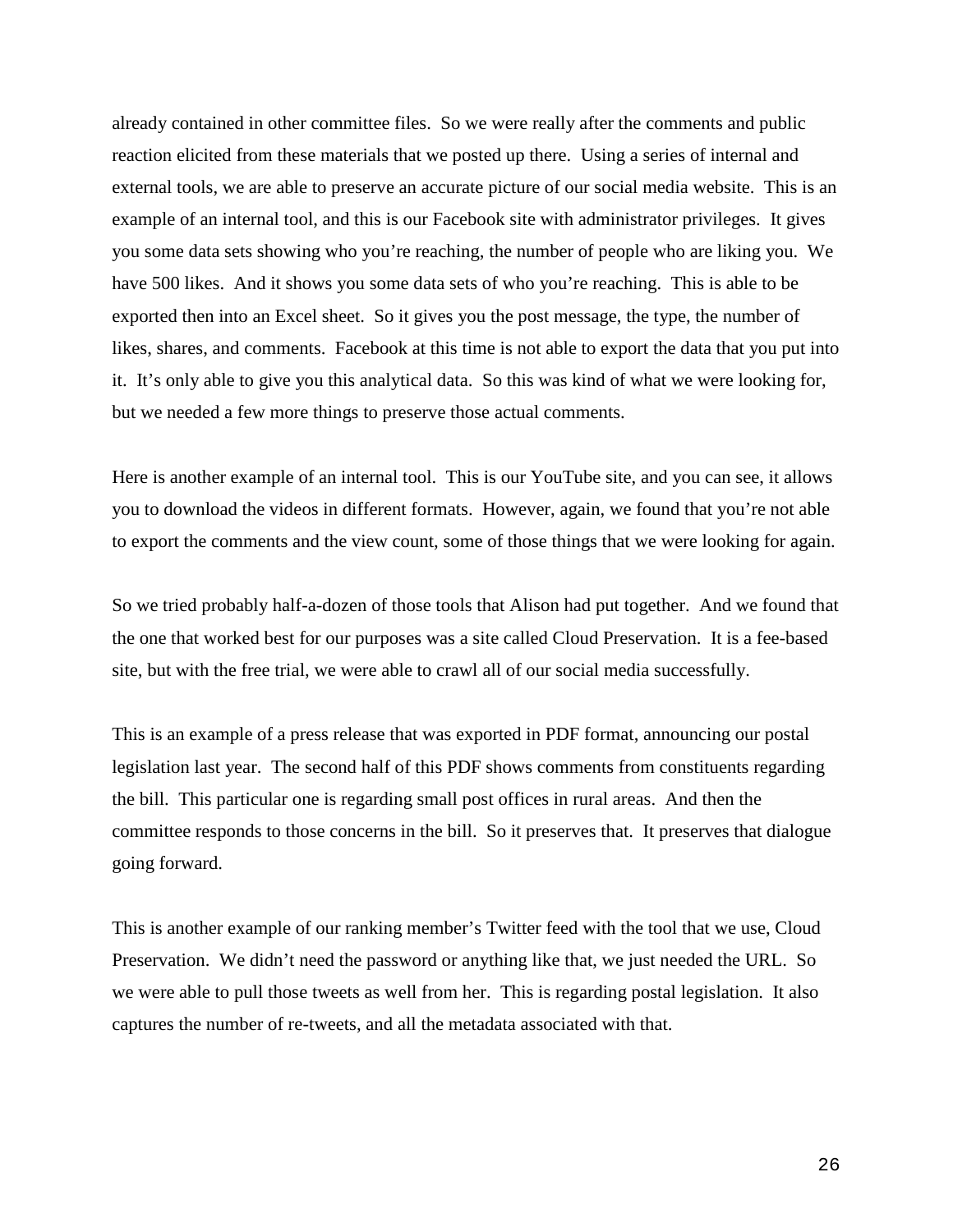already contained in other committee files. So we were really after the comments and public reaction elicited from these materials that we posted up there. Using a series of internal and external tools, we are able to preserve an accurate picture of our social media website. This is an example of an internal tool, and this is our Facebook site with administrator privileges. It gives you some data sets showing who you're reaching, the number of people who are liking you. We have 500 likes. And it shows you some data sets of who you're reaching. This is able to be exported then into an Excel sheet. So it gives you the post message, the type, the number of likes, shares, and comments. Facebook at this time is not able to export the data that you put into it. It's only able to give you this analytical data. So this was kind of what we were looking for, but we needed a few more things to preserve those actual comments.

Here is another example of an internal tool. This is our YouTube site, and you can see, it allows you to download the videos in different formats. However, again, we found that you're not able to export the comments and the view count, some of those things that we were looking for again.

So we tried probably half-a-dozen of those tools that Alison had put together. And we found that the one that worked best for our purposes was a site called Cloud Preservation. It is a fee-based site, but with the free trial, we were able to crawl all of our social media successfully.

This is an example of a press release that was exported in PDF format, announcing our postal legislation last year. The second half of this PDF shows comments from constituents regarding the bill. This particular one is regarding small post offices in rural areas. And then the committee responds to those concerns in the bill. So it preserves that. It preserves that dialogue going forward.

This is another example of our ranking member's Twitter feed with the tool that we use, Cloud Preservation. We didn't need the password or anything like that, we just needed the URL. So we were able to pull those tweets as well from her. This is regarding postal legislation. It also captures the number of re-tweets, and all the metadata associated with that.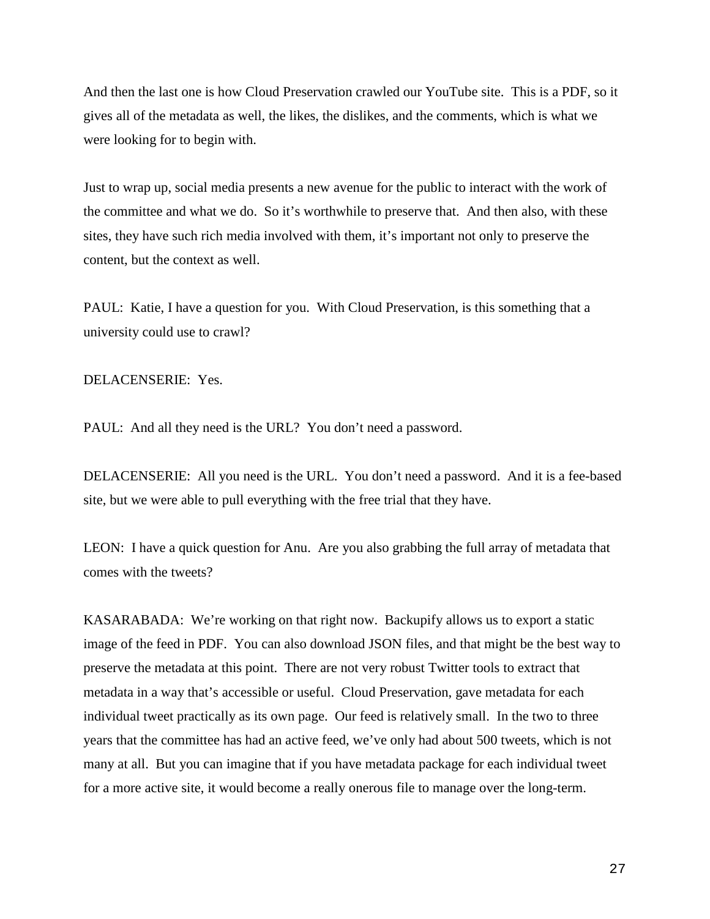And then the last one is how Cloud Preservation crawled our YouTube site. This is a PDF, so it gives all of the metadata as well, the likes, the dislikes, and the comments, which is what we were looking for to begin with.

Just to wrap up, social media presents a new avenue for the public to interact with the work of the committee and what we do. So it's worthwhile to preserve that. And then also, with these sites, they have such rich media involved with them, it's important not only to preserve the content, but the context as well.

PAUL: Katie, I have a question for you. With Cloud Preservation, is this something that a university could use to crawl?

DELACENSERIE: Yes.

PAUL: And all they need is the URL? You don't need a password.

DELACENSERIE: All you need is the URL. You don't need a password. And it is a fee-based site, but we were able to pull everything with the free trial that they have.

LEON: I have a quick question for Anu. Are you also grabbing the full array of metadata that comes with the tweets?

KASARABADA: We're working on that right now. Backupify allows us to export a static image of the feed in PDF. You can also download JSON files, and that might be the best way to preserve the metadata at this point. There are not very robust Twitter tools to extract that metadata in a way that's accessible or useful. Cloud Preservation, gave metadata for each individual tweet practically as its own page. Our feed is relatively small. In the two to three years that the committee has had an active feed, we've only had about 500 tweets, which is not many at all. But you can imagine that if you have metadata package for each individual tweet for a more active site, it would become a really onerous file to manage over the long-term.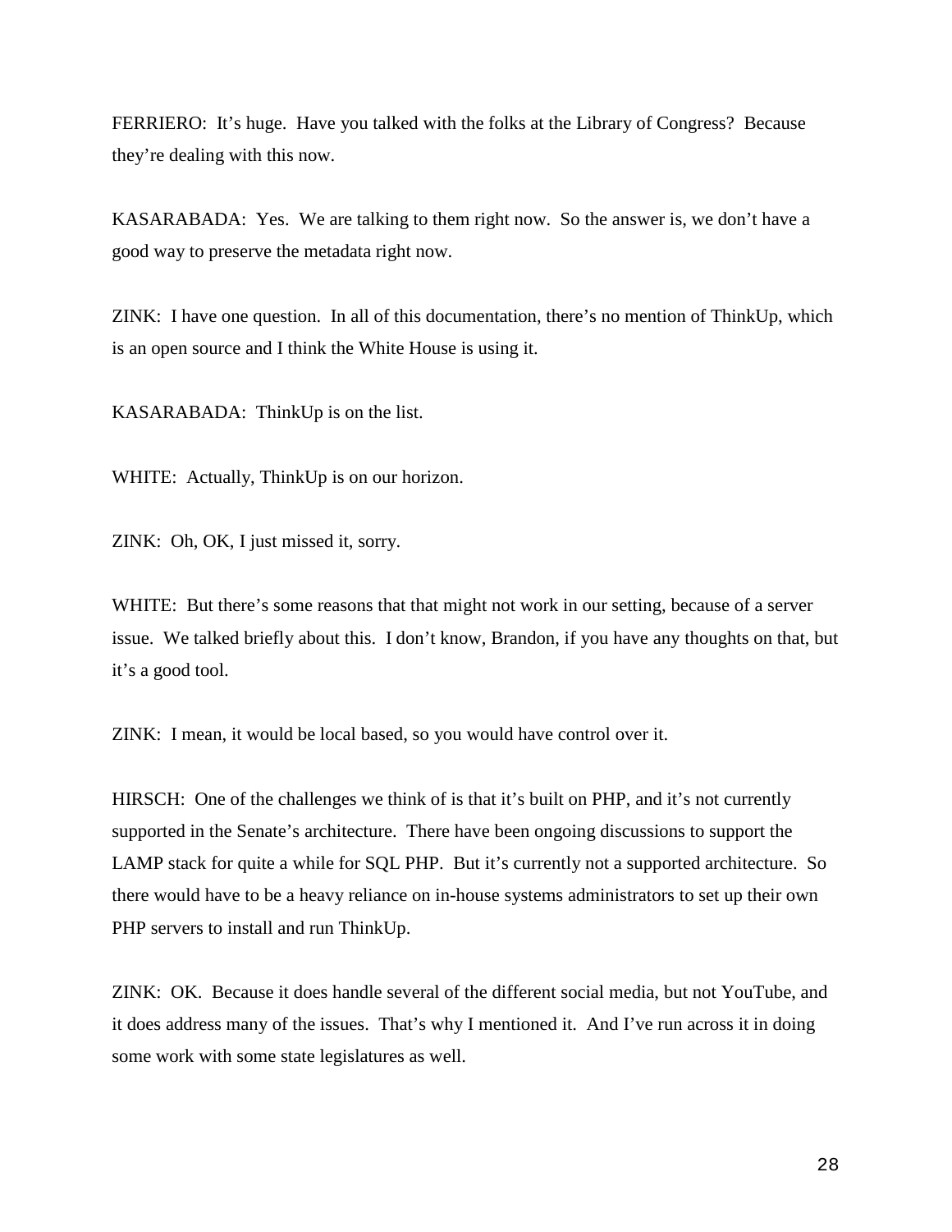FERRIERO: It's huge. Have you talked with the folks at the Library of Congress? Because they're dealing with this now.

KASARABADA: Yes. We are talking to them right now. So the answer is, we don't have a good way to preserve the metadata right now.

ZINK: I have one question. In all of this documentation, there's no mention of ThinkUp, which is an open source and I think the White House is using it.

KASARABADA: ThinkUp is on the list.

WHITE: Actually, ThinkUp is on our horizon.

ZINK: Oh, OK, I just missed it, sorry.

WHITE: But there's some reasons that that might not work in our setting, because of a server issue. We talked briefly about this. I don't know, Brandon, if you have any thoughts on that, but it's a good tool.

ZINK: I mean, it would be local based, so you would have control over it.

HIRSCH: One of the challenges we think of is that it's built on PHP, and it's not currently supported in the Senate's architecture. There have been ongoing discussions to support the LAMP stack for quite a while for SQL PHP. But it's currently not a supported architecture. So there would have to be a heavy reliance on in-house systems administrators to set up their own PHP servers to install and run ThinkUp.

ZINK: OK. Because it does handle several of the different social media, but not YouTube, and it does address many of the issues. That's why I mentioned it. And I've run across it in doing some work with some state legislatures as well.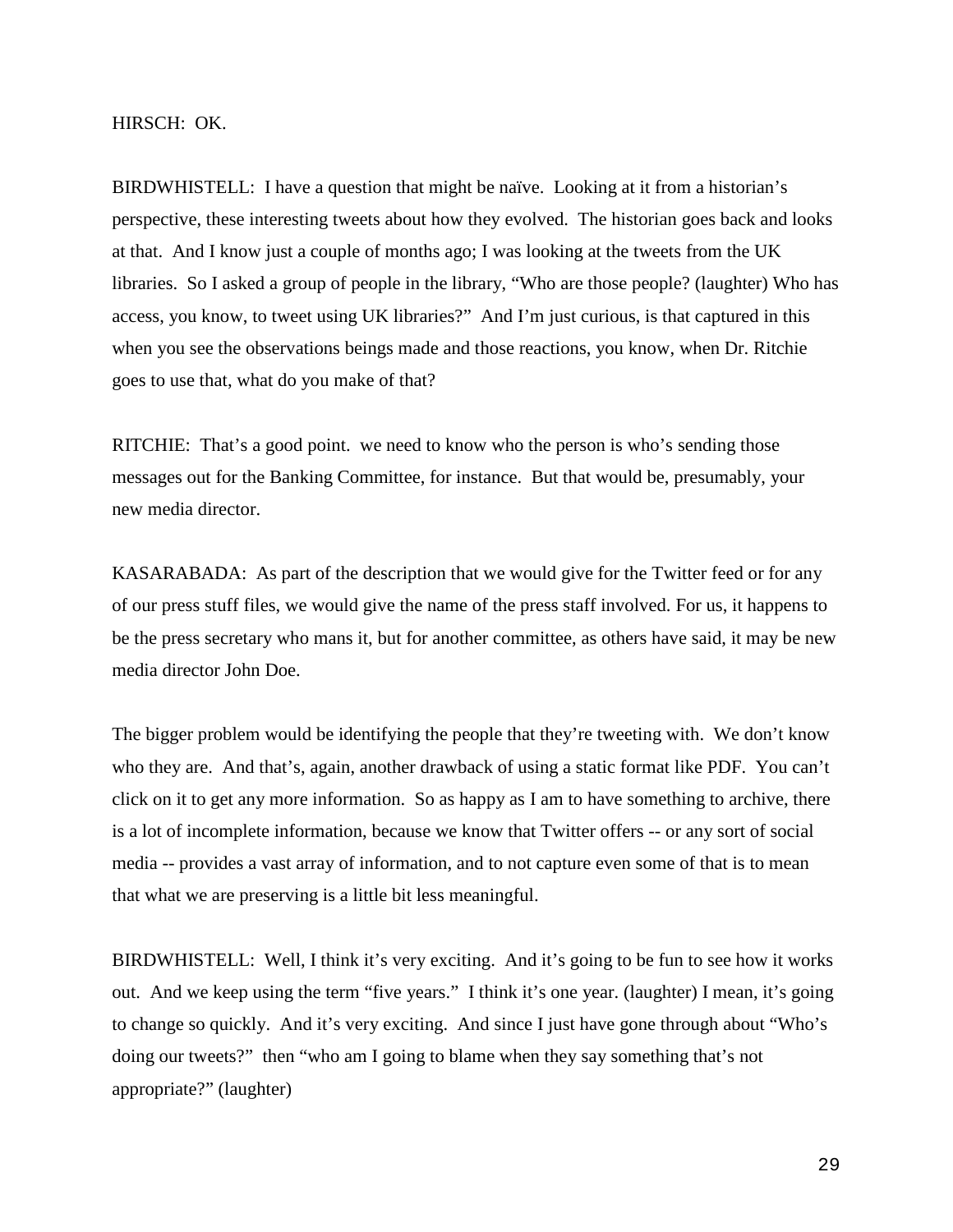HIRSCH: OK.

BIRDWHISTELL: I have a question that might be naïve. Looking at it from a historian's perspective, these interesting tweets about how they evolved. The historian goes back and looks at that. And I know just a couple of months ago; I was looking at the tweets from the UK libraries. So I asked a group of people in the library, "Who are those people? (laughter) Who has access, you know, to tweet using UK libraries?" And I'm just curious, is that captured in this when you see the observations beings made and those reactions, you know, when Dr. Ritchie goes to use that, what do you make of that?

RITCHIE: That's a good point. we need to know who the person is who's sending those messages out for the Banking Committee, for instance. But that would be, presumably, your new media director.

KASARABADA: As part of the description that we would give for the Twitter feed or for any of our press stuff files, we would give the name of the press staff involved. For us, it happens to be the press secretary who mans it, but for another committee, as others have said, it may be new media director John Doe.

The bigger problem would be identifying the people that they're tweeting with. We don't know who they are. And that's, again, another drawback of using a static format like PDF. You can't click on it to get any more information. So as happy as I am to have something to archive, there is a lot of incomplete information, because we know that Twitter offers -- or any sort of social media -- provides a vast array of information, and to not capture even some of that is to mean that what we are preserving is a little bit less meaningful.

BIRDWHISTELL: Well, I think it's very exciting. And it's going to be fun to see how it works out. And we keep using the term "five years." I think it's one year. (laughter) I mean, it's going to change so quickly. And it's very exciting. And since I just have gone through about "Who's doing our tweets?" then "who am I going to blame when they say something that's not appropriate?" (laughter)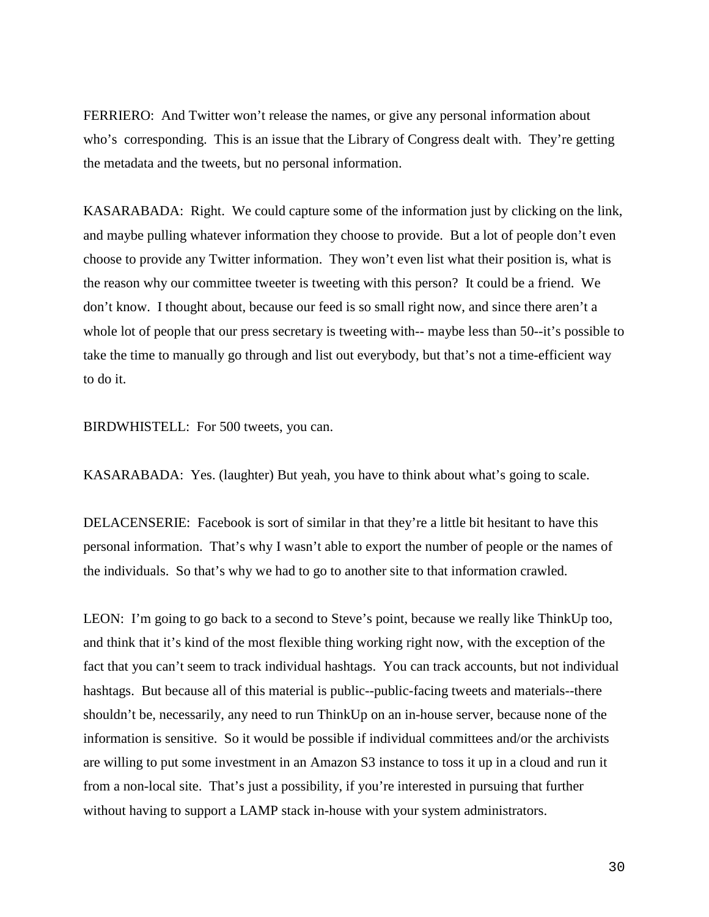FERRIERO: And Twitter won't release the names, or give any personal information about who's corresponding. This is an issue that the Library of Congress dealt with. They're getting the metadata and the tweets, but no personal information.

KASARABADA: Right. We could capture some of the information just by clicking on the link, and maybe pulling whatever information they choose to provide. But a lot of people don't even choose to provide any Twitter information. They won't even list what their position is, what is the reason why our committee tweeter is tweeting with this person? It could be a friend. We don't know. I thought about, because our feed is so small right now, and since there aren't a whole lot of people that our press secretary is tweeting with-- maybe less than 50--it's possible to take the time to manually go through and list out everybody, but that's not a time-efficient way to do it.

BIRDWHISTELL: For 500 tweets, you can.

KASARABADA: Yes. (laughter) But yeah, you have to think about what's going to scale.

DELACENSERIE: Facebook is sort of similar in that they're a little bit hesitant to have this personal information. That's why I wasn't able to export the number of people or the names of the individuals. So that's why we had to go to another site to that information crawled.

LEON: I'm going to go back to a second to Steve's point, because we really like ThinkUp too, and think that it's kind of the most flexible thing working right now, with the exception of the fact that you can't seem to track individual hashtags. You can track accounts, but not individual hashtags. But because all of this material is public--public-facing tweets and materials--there shouldn't be, necessarily, any need to run ThinkUp on an in-house server, because none of the information is sensitive. So it would be possible if individual committees and/or the archivists are willing to put some investment in an Amazon S3 instance to toss it up in a cloud and run it from a non-local site. That's just a possibility, if you're interested in pursuing that further without having to support a LAMP stack in-house with your system administrators.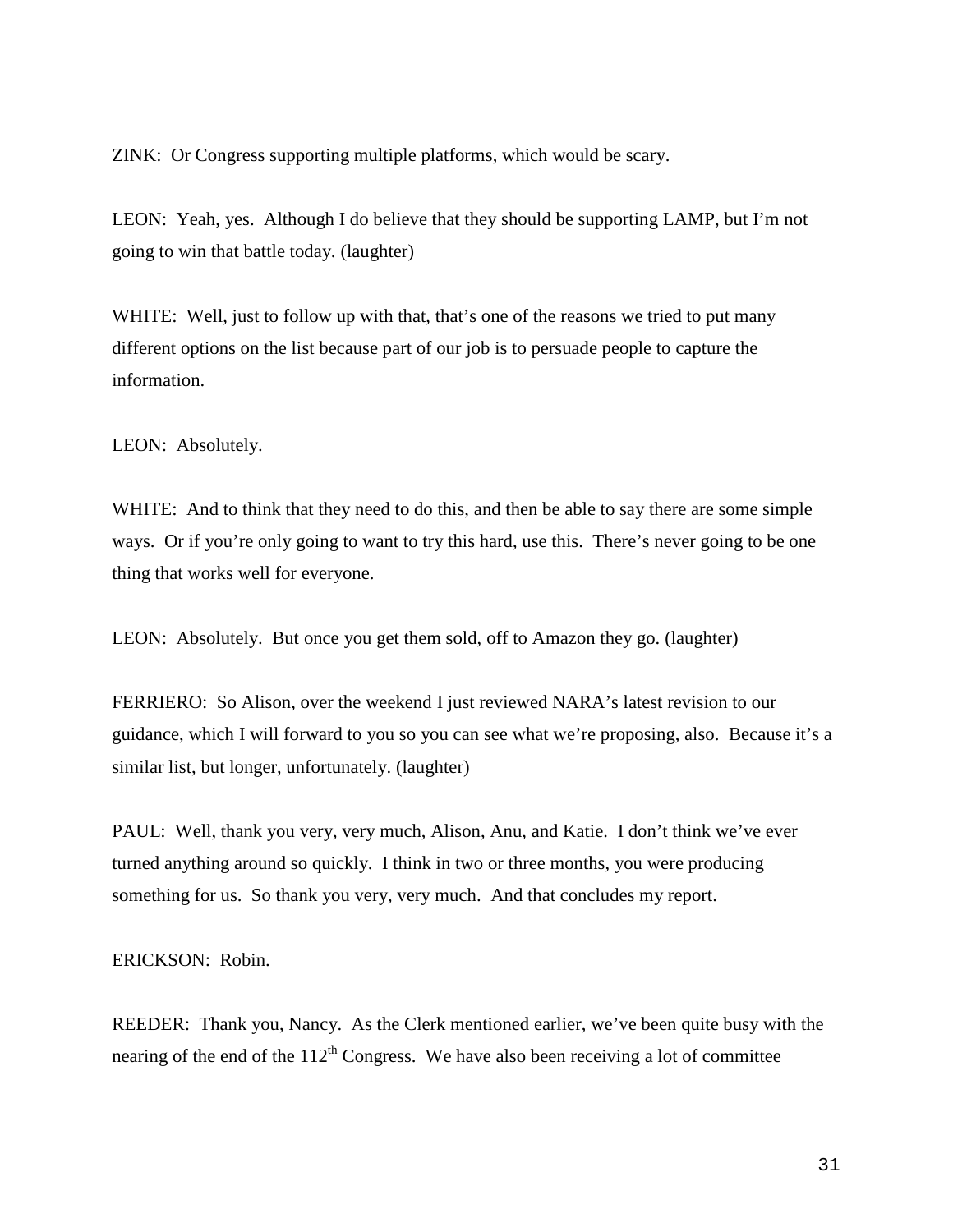ZINK: Or Congress supporting multiple platforms, which would be scary.

LEON: Yeah, yes. Although I do believe that they should be supporting LAMP, but I'm not going to win that battle today. (laughter)

WHITE: Well, just to follow up with that, that's one of the reasons we tried to put many different options on the list because part of our job is to persuade people to capture the information.

LEON: Absolutely.

WHITE: And to think that they need to do this, and then be able to say there are some simple ways. Or if you're only going to want to try this hard, use this. There's never going to be one thing that works well for everyone.

LEON: Absolutely. But once you get them sold, off to Amazon they go. (laughter)

FERRIERO: So Alison, over the weekend I just reviewed NARA's latest revision to our guidance, which I will forward to you so you can see what we're proposing, also. Because it's a similar list, but longer, unfortunately. (laughter)

PAUL: Well, thank you very, very much, Alison, Anu, and Katie. I don't think we've ever turned anything around so quickly. I think in two or three months, you were producing something for us. So thank you very, very much. And that concludes my report.

ERICKSON: Robin.

REEDER: Thank you, Nancy. As the Clerk mentioned earlier, we've been quite busy with the nearing of the end of the 112th Congress. We have also been receiving a lot of committee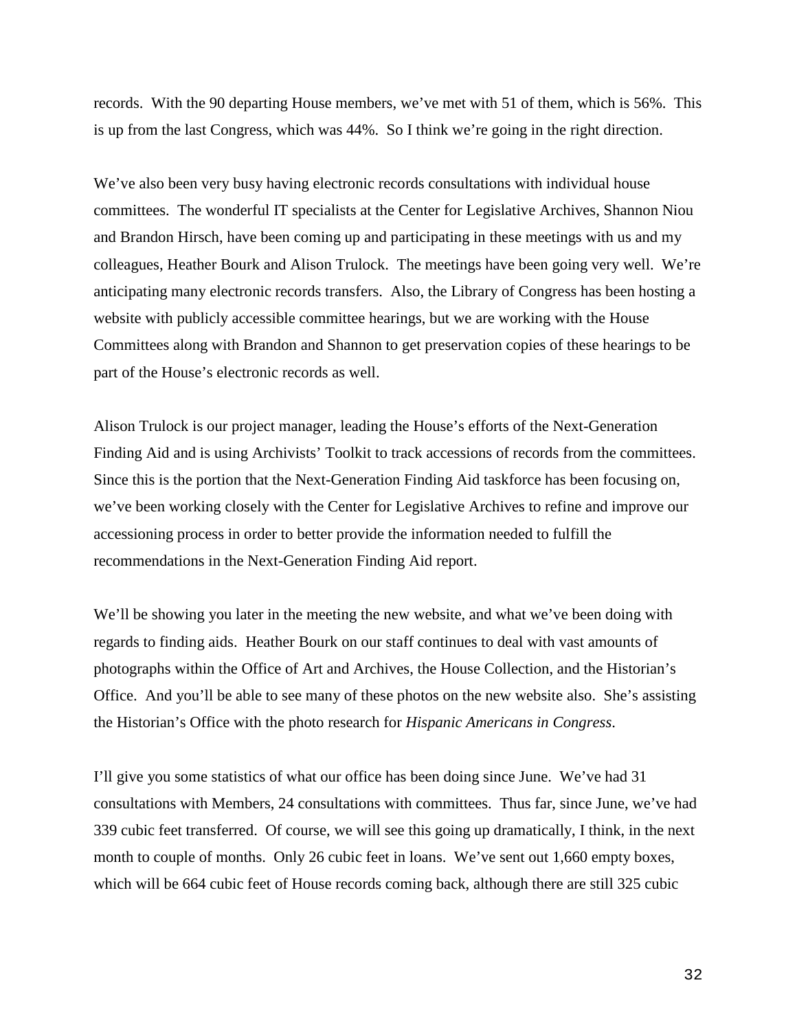records. With the 90 departing House members, we've met with 51 of them, which is 56%. This is up from the last Congress, which was 44%. So I think we're going in the right direction.

We've also been very busy having electronic records consultations with individual house committees. The wonderful IT specialists at the Center for Legislative Archives, Shannon Niou and Brandon Hirsch, have been coming up and participating in these meetings with us and my colleagues, Heather Bourk and Alison Trulock. The meetings have been going very well. We're anticipating many electronic records transfers. Also, the Library of Congress has been hosting a website with publicly accessible committee hearings, but we are working with the House Committees along with Brandon and Shannon to get preservation copies of these hearings to be part of the House's electronic records as well.

Alison Trulock is our project manager, leading the House's efforts of the Next-Generation Finding Aid and is using Archivists' Toolkit to track accessions of records from the committees. Since this is the portion that the Next-Generation Finding Aid taskforce has been focusing on, we've been working closely with the Center for Legislative Archives to refine and improve our accessioning process in order to better provide the information needed to fulfill the recommendations in the Next-Generation Finding Aid report.

We'll be showing you later in the meeting the new website, and what we've been doing with regards to finding aids. Heather Bourk on our staff continues to deal with vast amounts of photographs within the Office of Art and Archives, the House Collection, and the Historian's Office. And you'll be able to see many of these photos on the new website also. She's assisting the Historian's Office with the photo research for *Hispanic Americans in Congress*.

I'll give you some statistics of what our office has been doing since June. We've had 31 consultations with Members, 24 consultations with committees. Thus far, since June, we've had 339 cubic feet transferred. Of course, we will see this going up dramatically, I think, in the next month to couple of months. Only 26 cubic feet in loans. We've sent out 1,660 empty boxes, which will be 664 cubic feet of House records coming back, although there are still 325 cubic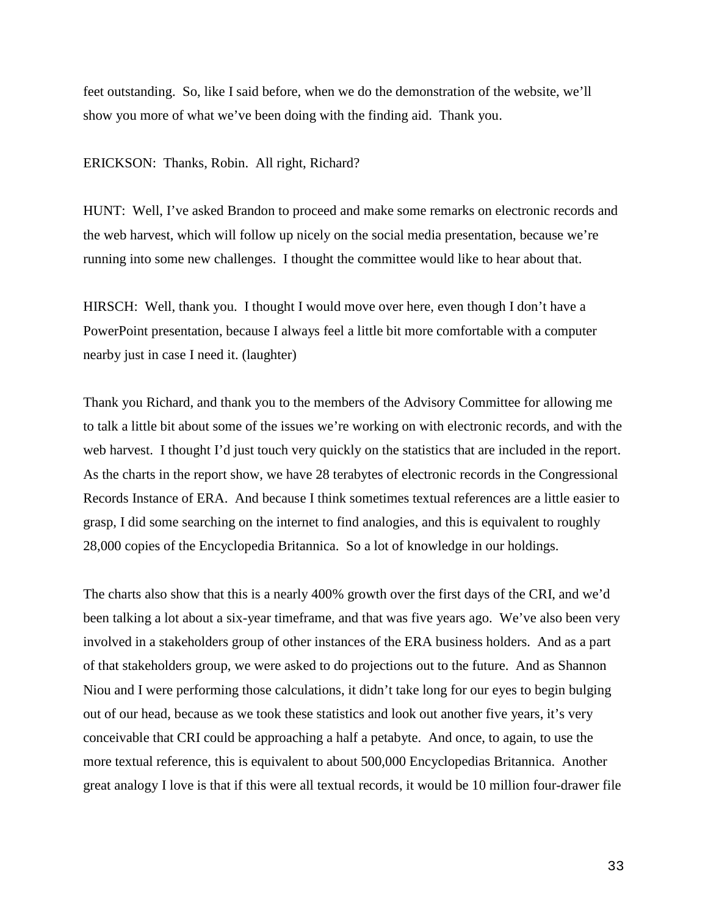feet outstanding. So, like I said before, when we do the demonstration of the website, we'll show you more of what we've been doing with the finding aid. Thank you.

ERICKSON: Thanks, Robin. All right, Richard?

HUNT: Well, I've asked Brandon to proceed and make some remarks on electronic records and the web harvest, which will follow up nicely on the social media presentation, because we're running into some new challenges. I thought the committee would like to hear about that.

HIRSCH: Well, thank you. I thought I would move over here, even though I don't have a PowerPoint presentation, because I always feel a little bit more comfortable with a computer nearby just in case I need it. (laughter)

Thank you Richard, and thank you to the members of the Advisory Committee for allowing me to talk a little bit about some of the issues we're working on with electronic records, and with the web harvest. I thought I'd just touch very quickly on the statistics that are included in the report. As the charts in the report show, we have 28 terabytes of electronic records in the Congressional Records Instance of ERA. And because I think sometimes textual references are a little easier to grasp, I did some searching on the internet to find analogies, and this is equivalent to roughly 28,000 copies of the Encyclopedia Britannica. So a lot of knowledge in our holdings.

The charts also show that this is a nearly 400% growth over the first days of the CRI, and we'd been talking a lot about a six-year timeframe, and that was five years ago. We've also been very involved in a stakeholders group of other instances of the ERA business holders. And as a part of that stakeholders group, we were asked to do projections out to the future. And as Shannon Niou and I were performing those calculations, it didn't take long for our eyes to begin bulging out of our head, because as we took these statistics and look out another five years, it's very conceivable that CRI could be approaching a half a petabyte. And once, to again, to use the more textual reference, this is equivalent to about 500,000 Encyclopedias Britannica. Another great analogy I love is that if this were all textual records, it would be 10 million four-drawer file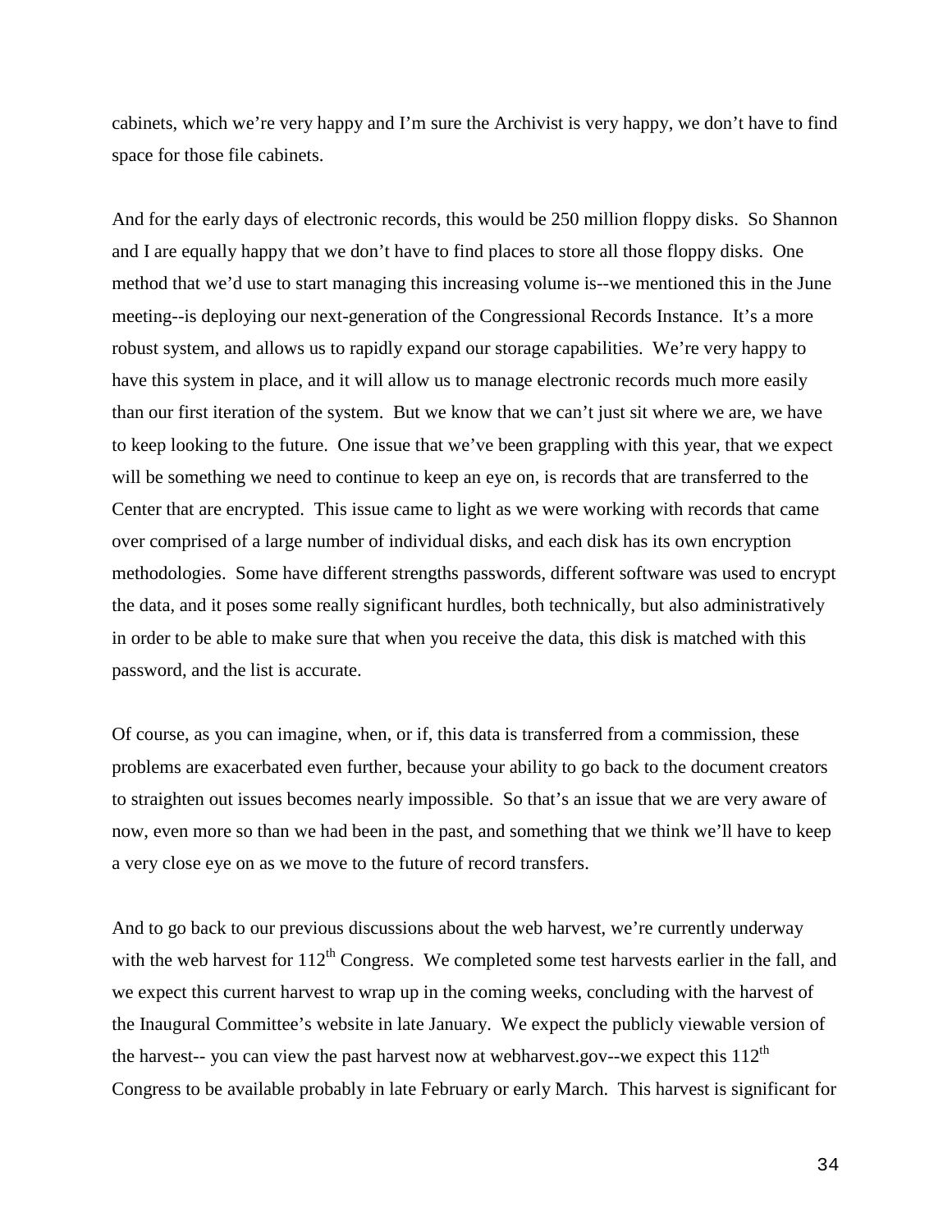cabinets, which we're very happy and I'm sure the Archivist is very happy, we don't have to find space for those file cabinets.

And for the early days of electronic records, this would be 250 million floppy disks. So Shannon and I are equally happy that we don't have to find places to store all those floppy disks. One method that we'd use to start managing this increasing volume is--we mentioned this in the June meeting--is deploying our next-generation of the Congressional Records Instance. It's a more robust system, and allows us to rapidly expand our storage capabilities. We're very happy to have this system in place, and it will allow us to manage electronic records much more easily than our first iteration of the system. But we know that we can't just sit where we are, we have to keep looking to the future. One issue that we've been grappling with this year, that we expect will be something we need to continue to keep an eye on, is records that are transferred to the Center that are encrypted. This issue came to light as we were working with records that came over comprised of a large number of individual disks, and each disk has its own encryption methodologies. Some have different strengths passwords, different software was used to encrypt the data, and it poses some really significant hurdles, both technically, but also administratively in order to be able to make sure that when you receive the data, this disk is matched with this password, and the list is accurate.

Of course, as you can imagine, when, or if, this data is transferred from a commission, these problems are exacerbated even further, because your ability to go back to the document creators to straighten out issues becomes nearly impossible. So that's an issue that we are very aware of now, even more so than we had been in the past, and something that we think we'll have to keep a very close eye on as we move to the future of record transfers.

And to go back to our previous discussions about the web harvest, we're currently underway with the web harvest for 112th Congress. We completed some test harvests earlier in the fall, and we expect this current harvest to wrap up in the coming weeks, concluding with the harvest of the Inaugural Committee's website in late January. We expect the publicly viewable version of the harvest-- you can view the past harvest now at webharvest.gov--we expect this 112th Congress to be available probably in late February or early March. This harvest is significant for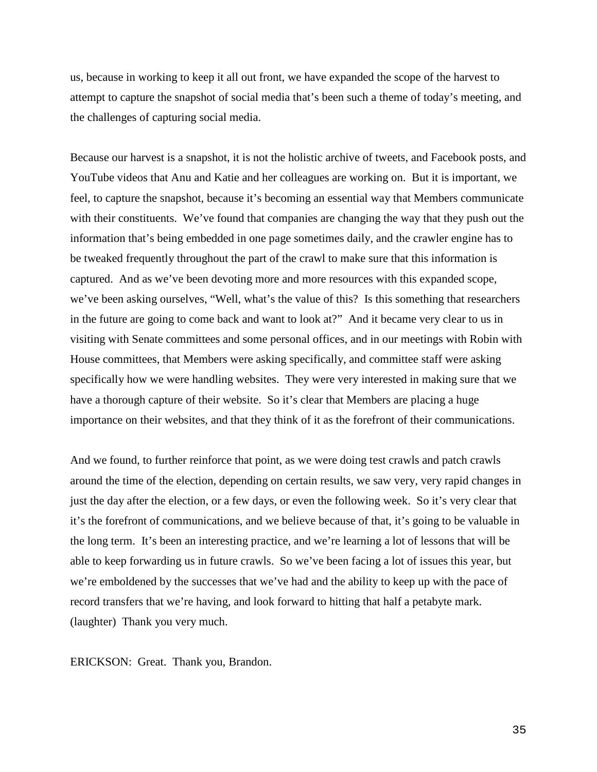us, because in working to keep it all out front, we have expanded the scope of the harvest to attempt to capture the snapshot of social media that's been such a theme of today's meeting, and the challenges of capturing social media.

Because our harvest is a snapshot, it is not the holistic archive of tweets, and Facebook posts, and YouTube videos that Anu and Katie and her colleagues are working on. But it is important, we feel, to capture the snapshot, because it's becoming an essential way that Members communicate with their constituents. We've found that companies are changing the way that they push out the information that's being embedded in one page sometimes daily, and the crawler engine has to be tweaked frequently throughout the part of the crawl to make sure that this information is captured. And as we've been devoting more and more resources with this expanded scope, we've been asking ourselves, "Well, what's the value of this? Is this something that researchers in the future are going to come back and want to look at?" And it became very clear to us in visiting with Senate committees and some personal offices, and in our meetings with Robin with House committees, that Members were asking specifically, and committee staff were asking specifically how we were handling websites. They were very interested in making sure that we have a thorough capture of their website. So it's clear that Members are placing a huge importance on their websites, and that they think of it as the forefront of their communications.

And we found, to further reinforce that point, as we were doing test crawls and patch crawls around the time of the election, depending on certain results, we saw very, very rapid changes in just the day after the election, or a few days, or even the following week. So it's very clear that it's the forefront of communications, and we believe because of that, it's going to be valuable in the long term. It's been an interesting practice, and we're learning a lot of lessons that will be able to keep forwarding us in future crawls. So we've been facing a lot of issues this year, but we're emboldened by the successes that we've had and the ability to keep up with the pace of record transfers that we're having, and look forward to hitting that half a petabyte mark. (laughter) Thank you very much.

ERICKSON: Great. Thank you, Brandon.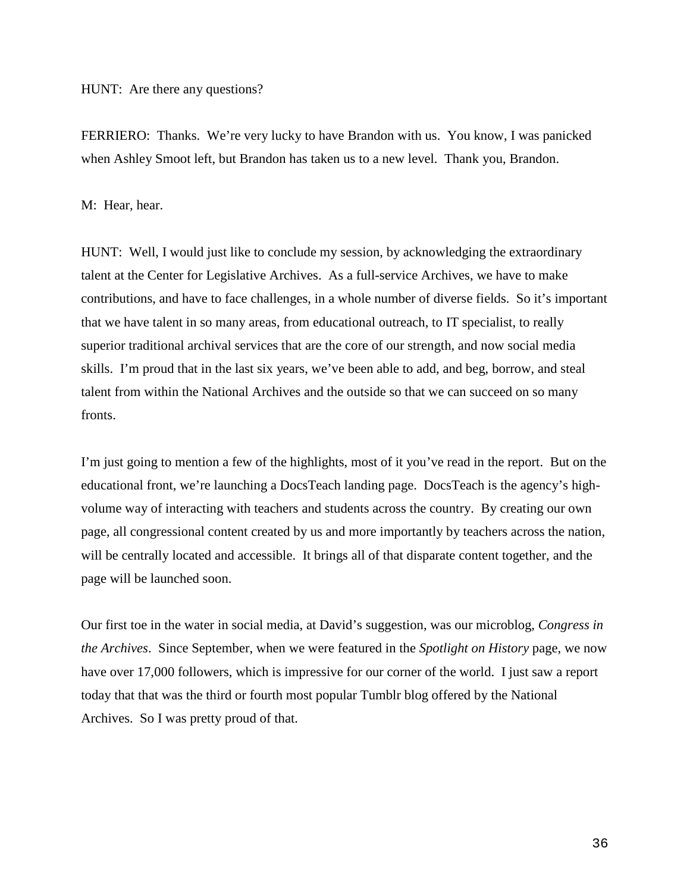HUNT: Are there any questions?

FERRIERO: Thanks. We're very lucky to have Brandon with us. You know, I was panicked when Ashley Smoot left, but Brandon has taken us to a new level. Thank you, Brandon.

M: Hear, hear.

HUNT: Well, I would just like to conclude my session, by acknowledging the extraordinary talent at the Center for Legislative Archives. As a full-service Archives, we have to make contributions, and have to face challenges, in a whole number of diverse fields. So it's important that we have talent in so many areas, from educational outreach, to IT specialist, to really superior traditional archival services that are the core of our strength, and now social media skills. I'm proud that in the last six years, we've been able to add, and beg, borrow, and steal talent from within the National Archives and the outside so that we can succeed on so many fronts.

I'm just going to mention a few of the highlights, most of it you've read in the report. But on the educational front, we're launching a DocsTeach landing page. DocsTeach is the agency's high-volume way of interacting with teachers and students across the country. By creating our own page, all congressional content created by us and more importantly by teachers across the nation, will be centrally located and accessible. It brings all of that disparate content together, and the page will be launched soon.

Our first toe in the water in social media, at David's suggestion, was our microblog, *Congress in the Archives*. Since September, when we were featured in the *Spotlight on History* page, we now have over 17,000 followers, which is impressive for our corner of the world. I just saw a report today that that was the third or fourth most popular Tumblr blog offered by the National Archives. So I was pretty proud of that.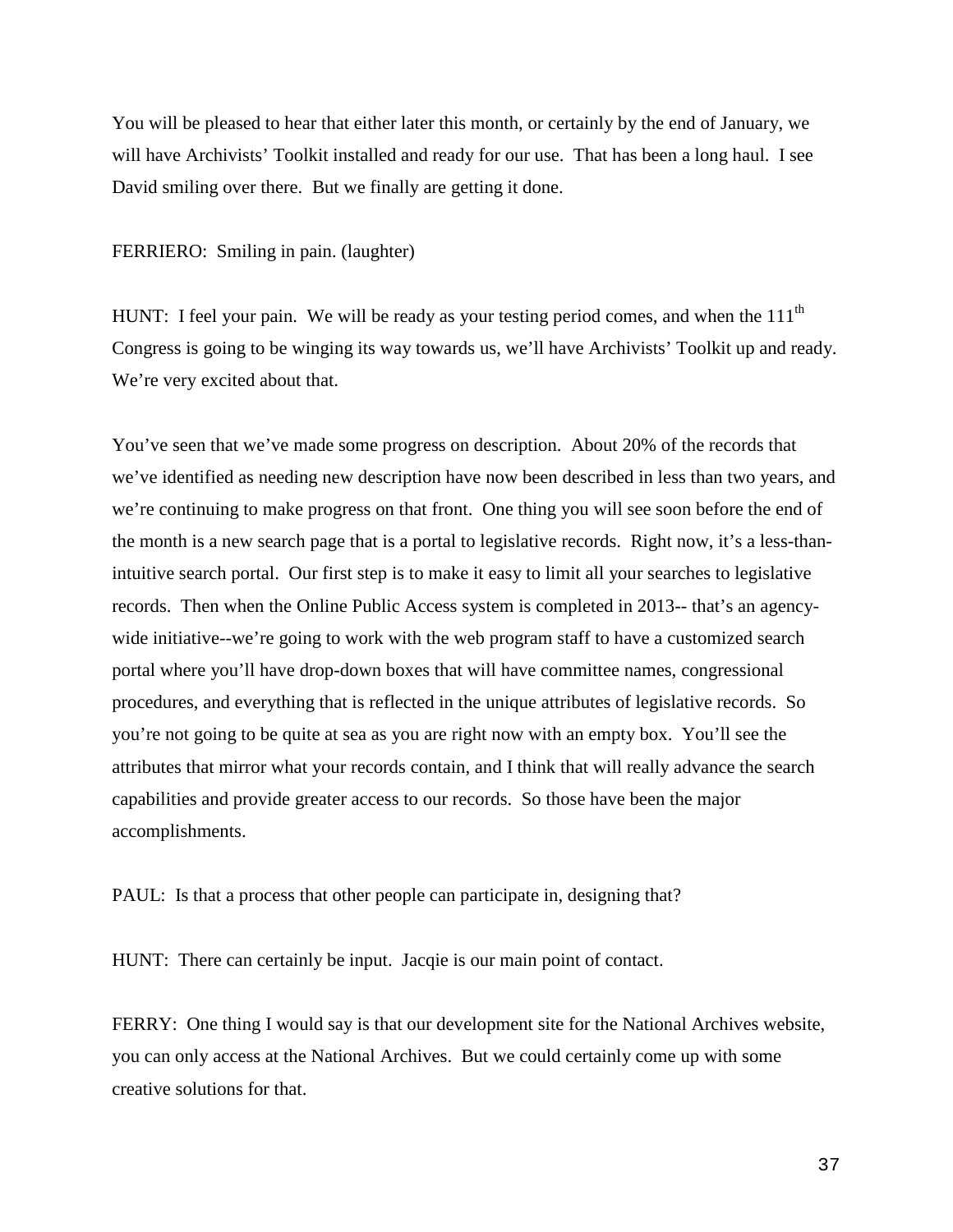You will be pleased to hear that either later this month, or certainly by the end of January, we will have Archivists' Toolkit installed and ready for our use. That has been a long haul. I see David smiling over there. But we finally are getting it done.

FERRIERO: Smiling in pain. (laughter)

HUNT: I feel your pain. We will be ready as your testing period comes, and when the 111th Congress is going to be winging its way towards us, we'll have Archivists' Toolkit up and ready. We're very excited about that.

You've seen that we've made some progress on description. About 20% of the records that we've identified as needing new description have now been described in less than two years, and we're continuing to make progress on that front. One thing you will see soon before the end of the month is a new search page that is a portal to legislative records. Right now, it's a less-than-intuitive search portal. Our first step is to make it easy to limit all your searches to legislative records. Then when the Online Public Access system is completed in 2013-- that's an agency-wide initiative--we're going to work with the web program staff to have a customized search portal where you'll have drop-down boxes that will have committee names, congressional procedures, and everything that is reflected in the unique attributes of legislative records. So you're not going to be quite at sea as you are right now with an empty box. You'll see the attributes that mirror what your records contain, and I think that will really advance the search capabilities and provide greater access to our records. So those have been the major accomplishments.

PAUL: Is that a process that other people can participate in, designing that?

HUNT: There can certainly be input. Jacqie is our main point of contact.

FERRY: One thing I would say is that our development site for the National Archives website, you can only access at the National Archives. But we could certainly come up with some creative solutions for that.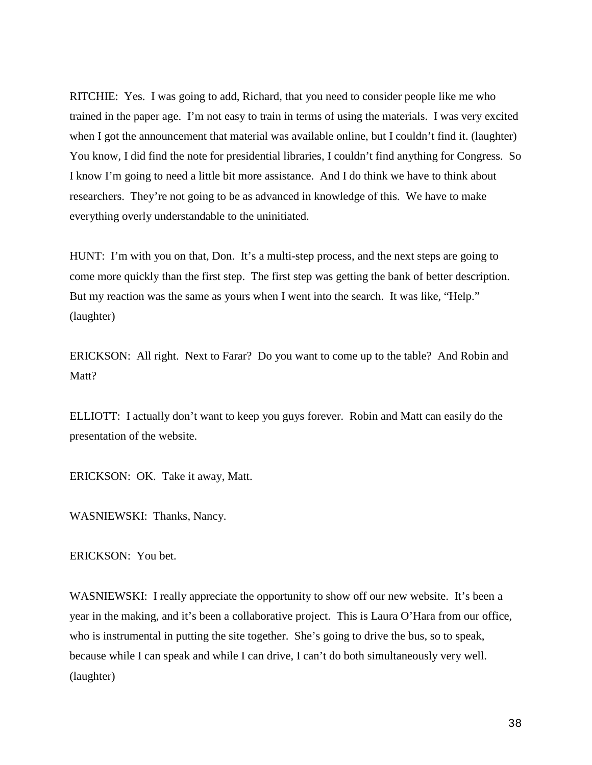RITCHIE: Yes. I was going to add, Richard, that you need to consider people like me who trained in the paper age. I'm not easy to train in terms of using the materials. I was very excited when I got the announcement that material was available online, but I couldn't find it. (laughter) You know, I did find the note for presidential libraries, I couldn't find anything for Congress. So I know I'm going to need a little bit more assistance. And I do think we have to think about researchers. They're not going to be as advanced in knowledge of this. We have to make everything overly understandable to the uninitiated.

HUNT: I'm with you on that, Don. It's a multi-step process, and the next steps are going to come more quickly than the first step. The first step was getting the bank of better description. But my reaction was the same as yours when I went into the search. It was like, "Help." (laughter)

ERICKSON: All right. Next to Farar? Do you want to come up to the table? And Robin and Matt?

ELLIOTT: I actually don't want to keep you guys forever. Robin and Matt can easily do the presentation of the website.

ERICKSON: OK. Take it away, Matt.

WASNIEWSKI: Thanks, Nancy.

ERICKSON: You bet.

WASNIEWSKI: I really appreciate the opportunity to show off our new website. It's been a year in the making, and it's been a collaborative project. This is Laura O'Hara from our office, who is instrumental in putting the site together. She's going to drive the bus, so to speak, because while I can speak and while I can drive, I can't do both simultaneously very well. (laughter)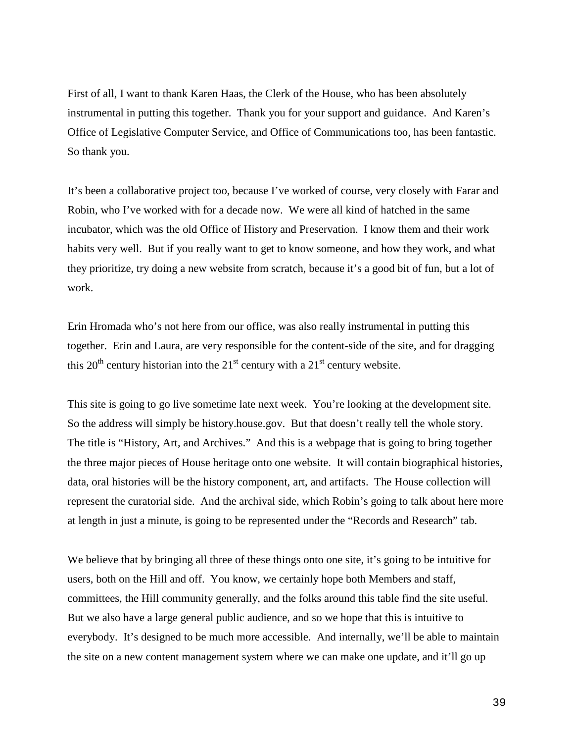First of all, I want to thank Karen Haas, the Clerk of the House, who has been absolutely instrumental in putting this together. Thank you for your support and guidance. And Karen's Office of Legislative Computer Service, and Office of Communications too, has been fantastic. So thank you.

It's been a collaborative project too, because I've worked of course, very closely with Farar and Robin, who I've worked with for a decade now. We were all kind of hatched in the same incubator, which was the old Office of History and Preservation. I know them and their work habits very well. But if you really want to get to know someone, and how they work, and what they prioritize, try doing a new website from scratch, because it's a good bit of fun, but a lot of work.

Erin Hromada who's not here from our office, was also really instrumental in putting this together. Erin and Laura, are very responsible for the content-side of the site, and for dragging this 20th century historian into the 21st century with a 21st century website.

This site is going to go live sometime late next week. You're looking at the development site. So the address will simply be history.house.gov. But that doesn't really tell the whole story. The title is "History, Art, and Archives." And this is a webpage that is going to bring together the three major pieces of House heritage onto one website. It will contain biographical histories, data, oral histories will be the history component, art, and artifacts. The House collection will represent the curatorial side. And the archival side, which Robin's going to talk about here more at length in just a minute, is going to be represented under the "Records and Research" tab.

We believe that by bringing all three of these things onto one site, it's going to be intuitive for users, both on the Hill and off. You know, we certainly hope both Members and staff, committees, the Hill community generally, and the folks around this table find the site useful. But we also have a large general public audience, and so we hope that this is intuitive to everybody. It's designed to be much more accessible. And internally, we'll be able to maintain the site on a new content management system where we can make one update, and it'll go up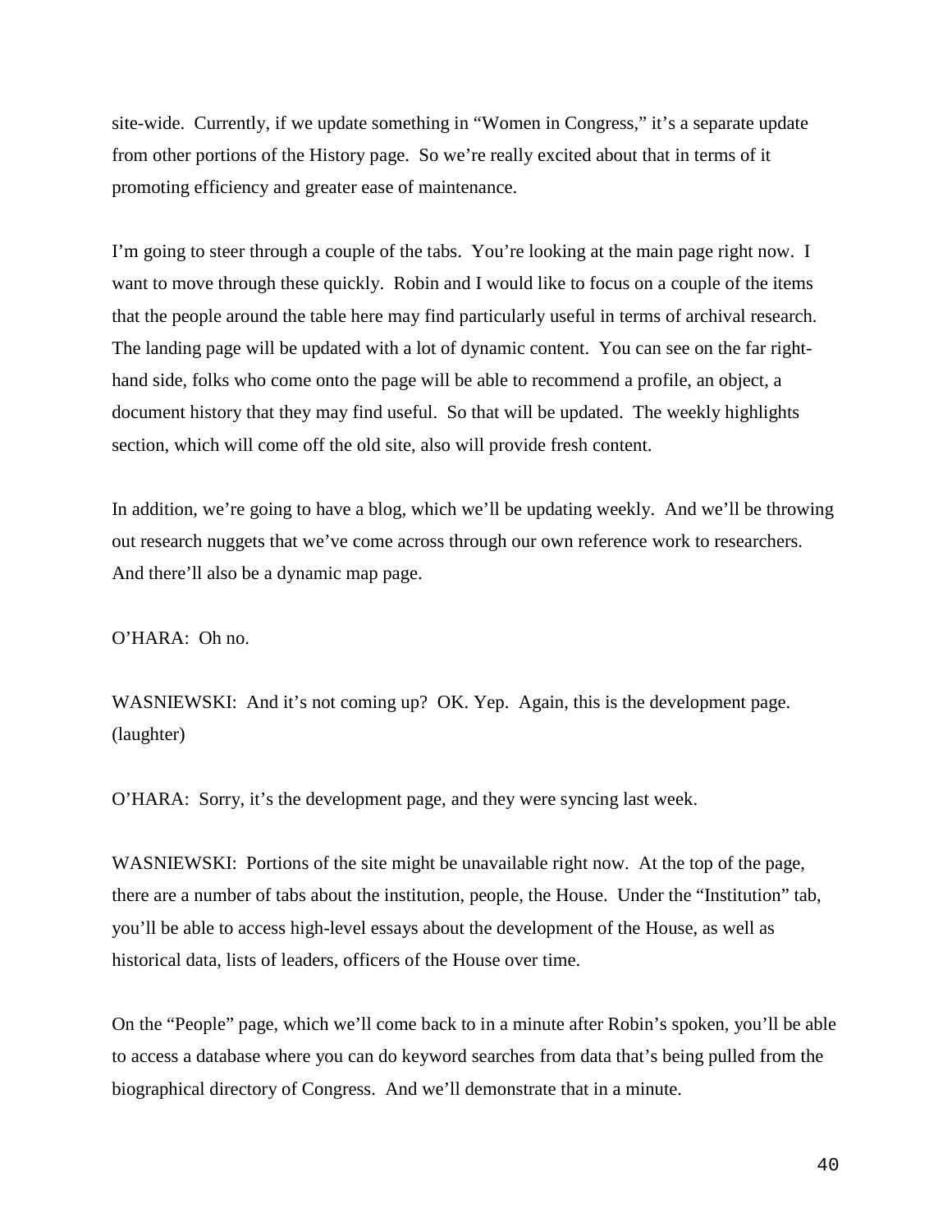site-wide. Currently, if we update something in "Women in Congress," it's a separate update from other portions of the History page. So we're really excited about that in terms of it promoting efficiency and greater ease of maintenance.

I'm going to steer through a couple of the tabs. You're looking at the main page right now. I want to move through these quickly. Robin and I would like to focus on a couple of the items that the people around the table here may find particularly useful in terms of archival research. The landing page will be updated with a lot of dynamic content. You can see on the far right-hand side, folks who come onto the page will be able to recommend a profile, an object, a document history that they may find useful. So that will be updated. The weekly highlights section, which will come off the old site, also will provide fresh content.

In addition, we're going to have a blog, which we'll be updating weekly. And we'll be throwing out research nuggets that we've come across through our own reference work to researchers. And there'll also be a dynamic map page.

O'HARA: Oh no.

WASNIEWSKI: And it's not coming up? OK. Yep. Again, this is the development page. (laughter)

O'HARA: Sorry, it's the development page, and they were syncing last week.

WASNIEWSKI: Portions of the site might be unavailable right now. At the top of the page, there are a number of tabs about the institution, people, the House. Under the "Institution" tab, you'll be able to access high-level essays about the development of the House, as well as historical data, lists of leaders, officers of the House over time.

On the "People" page, which we'll come back to in a minute after Robin's spoken, you'll be able to access a database where you can do keyword searches from data that's being pulled from the biographical directory of Congress. And we'll demonstrate that in a minute.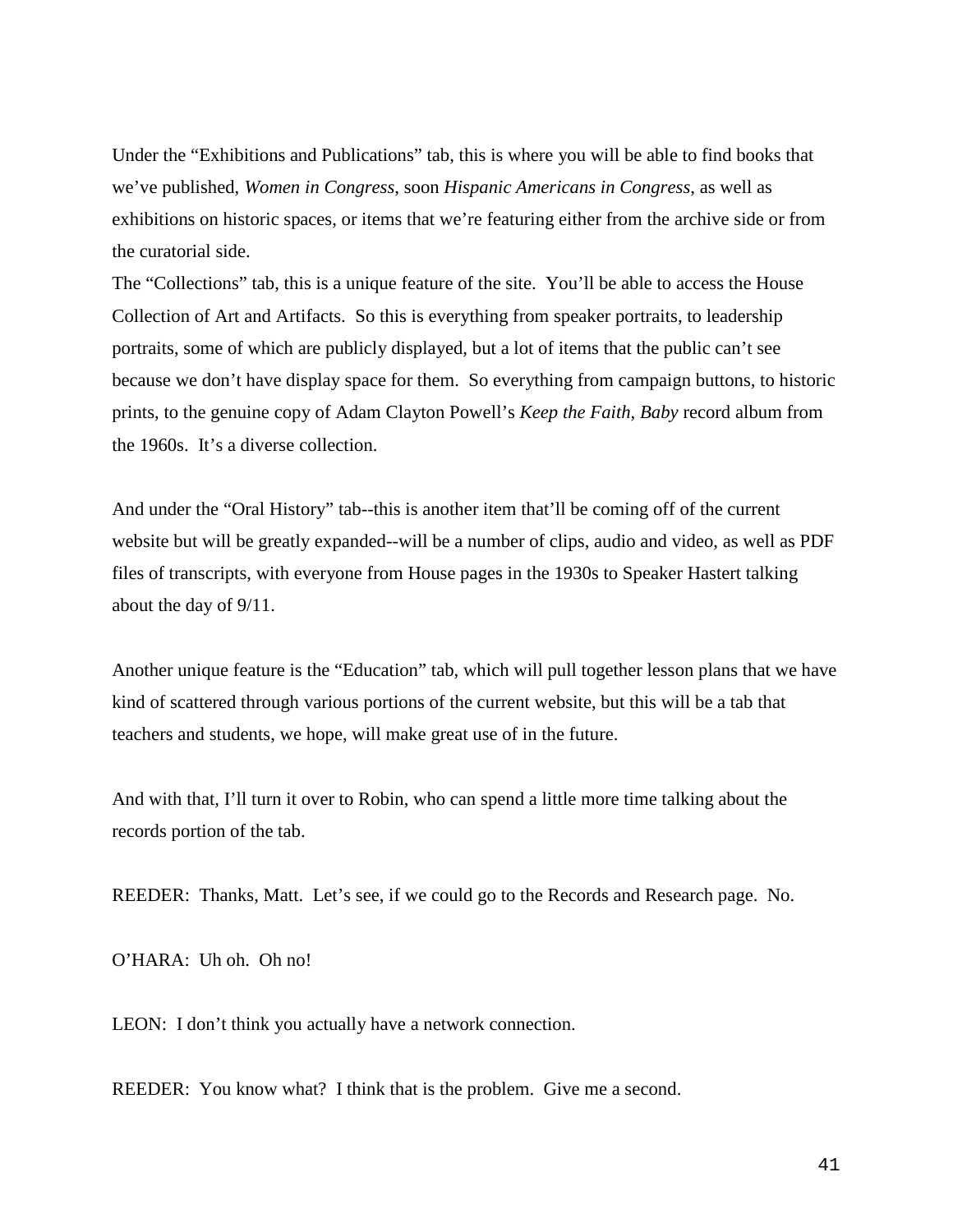Under the "Exhibitions and Publications" tab, this is where you will be able to find books that we've published, *Women in Congress*, soon *Hispanic Americans in Congress*, as well as exhibitions on historic spaces, or items that we're featuring either from the archive side or from the curatorial side.

The "Collections" tab, this is a unique feature of the site. You'll be able to access the House Collection of Art and Artifacts. So this is everything from speaker portraits, to leadership portraits, some of which are publicly displayed, but a lot of items that the public can't see because we don't have display space for them. So everything from campaign buttons, to historic prints, to the genuine copy of Adam Clayton Powell's *Keep the Faith, Baby* record album from the 1960s. It's a diverse collection.

And under the "Oral History" tab--this is another item that'll be coming off of the current website but will be greatly expanded--will be a number of clips, audio and video, as well as PDF files of transcripts, with everyone from House pages in the 1930s to Speaker Hastert talking about the day of 9/11.

Another unique feature is the "Education" tab, which will pull together lesson plans that we have kind of scattered through various portions of the current website, but this will be a tab that teachers and students, we hope, will make great use of in the future.

And with that, I'll turn it over to Robin, who can spend a little more time talking about the records portion of the tab.

REEDER: Thanks, Matt. Let's see, if we could go to the Records and Research page. No.

O'HARA: Uh oh. Oh no!

LEON: I don't think you actually have a network connection.

REEDER: You know what? I think that is the problem. Give me a second.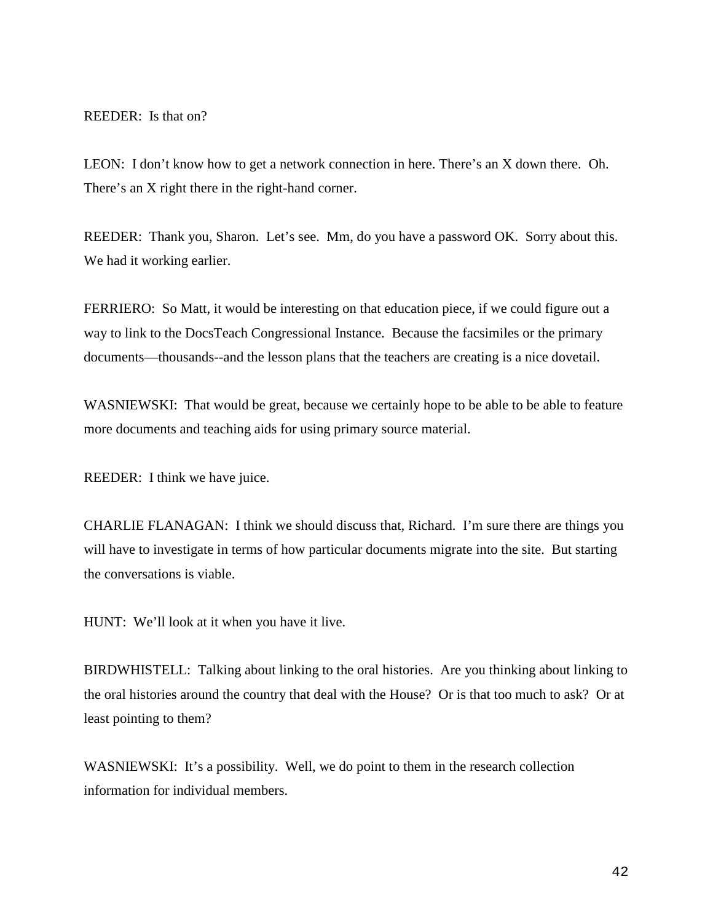REEDER: Is that on?

LEON: I don't know how to get a network connection in here. There's an X down there. Oh. There's an X right there in the right-hand corner.

REEDER: Thank you, Sharon. Let's see. Mm, do you have a password OK. Sorry about this. We had it working earlier.

FERRIERO: So Matt, it would be interesting on that education piece, if we could figure out a way to link to the DocsTeach Congressional Instance. Because the facsimiles or the primary documents—thousands--and the lesson plans that the teachers are creating is a nice dovetail.

WASNIEWSKI: That would be great, because we certainly hope to be able to be able to feature more documents and teaching aids for using primary source material.

REEDER: I think we have juice.

CHARLIE FLANAGAN: I think we should discuss that, Richard. I'm sure there are things you will have to investigate in terms of how particular documents migrate into the site. But starting the conversations is viable.

HUNT: We'll look at it when you have it live.

BIRDWHISTELL: Talking about linking to the oral histories. Are you thinking about linking to the oral histories around the country that deal with the House? Or is that too much to ask? Or at least pointing to them?

WASNIEWSKI: It's a possibility. Well, we do point to them in the research collection information for individual members.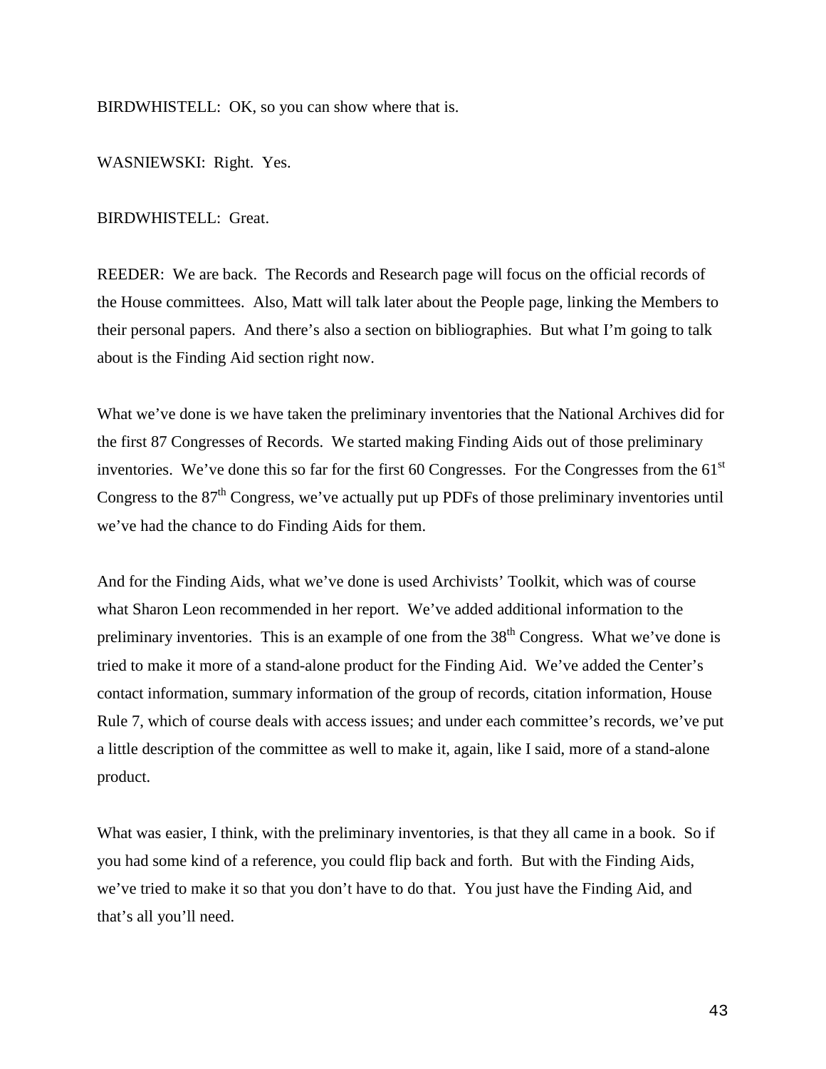BIRDWHISTELL: OK, so you can show where that is.

WASNIEWSKI: Right. Yes.

BIRDWHISTELL: Great.

REEDER: We are back. The Records and Research page will focus on the official records of the House committees. Also, Matt will talk later about the People page, linking the Members to their personal papers. And there's also a section on bibliographies. But what I'm going to talk about is the Finding Aid section right now.

What we've done is we have taken the preliminary inventories that the National Archives did for the first 87 Congresses of Records. We started making Finding Aids out of those preliminary inventories. We've done this so far for the first 60 Congresses. For the Congresses from the 61st Congress to the 87th Congress, we've actually put up PDFs of those preliminary inventories until we've had the chance to do Finding Aids for them.

And for the Finding Aids, what we've done is used Archivists' Toolkit, which was of course what Sharon Leon recommended in her report. We've added additional information to the preliminary inventories. This is an example of one from the 38th Congress. What we've done is tried to make it more of a stand-alone product for the Finding Aid. We've added the Center's contact information, summary information of the group of records, citation information, House Rule 7, which of course deals with access issues; and under each committee's records, we've put a little description of the committee as well to make it, again, like I said, more of a stand-alone product.

What was easier, I think, with the preliminary inventories, is that they all came in a book. So if you had some kind of a reference, you could flip back and forth. But with the Finding Aids, we've tried to make it so that you don't have to do that. You just have the Finding Aid, and that's all you'll need.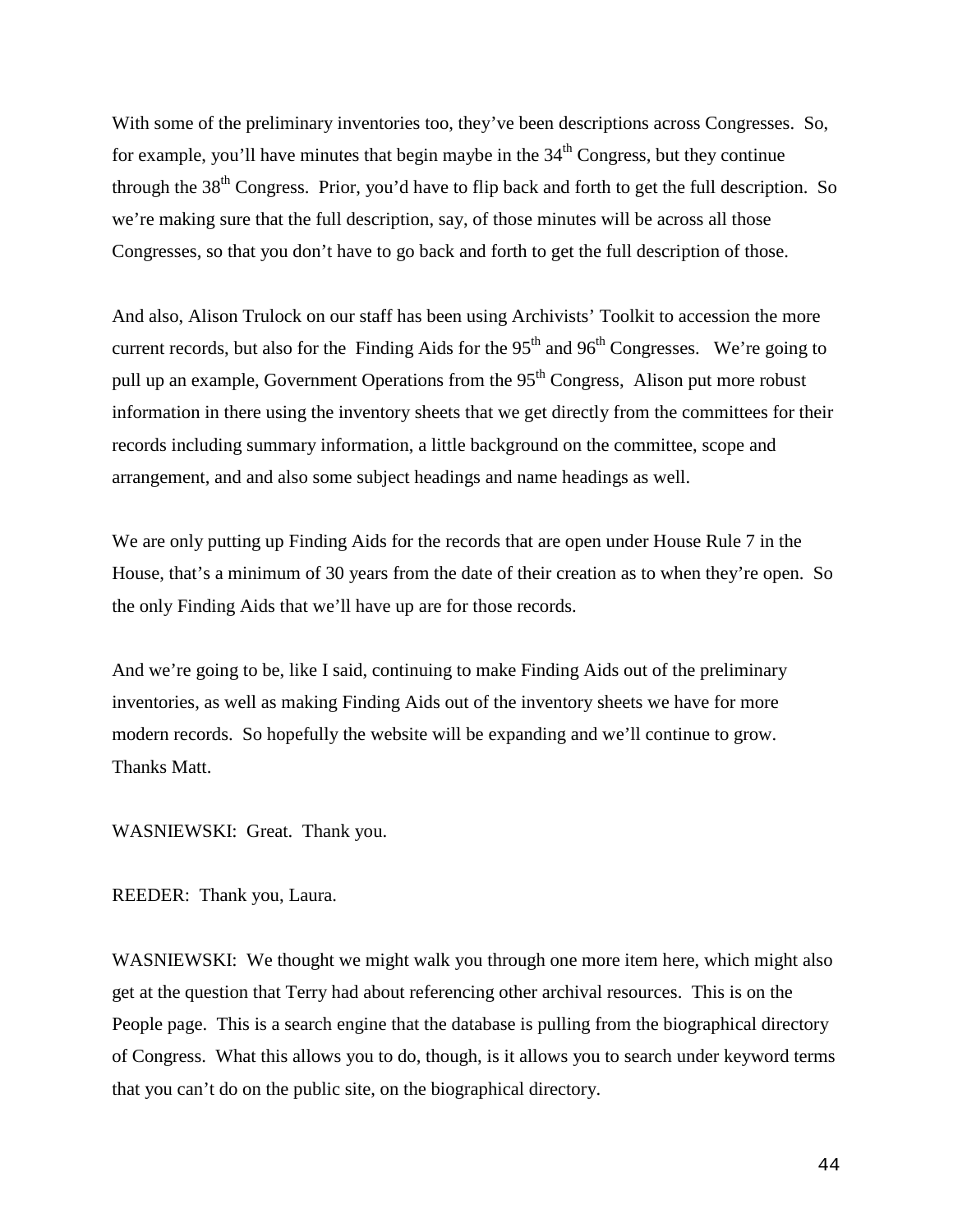With some of the preliminary inventories too, they've been descriptions across Congresses. So, for example, you'll have minutes that begin maybe in the 34th Congress, but they continue through the 38th Congress. Prior, you'd have to flip back and forth to get the full description. So we're making sure that the full description, say, of those minutes will be across all those Congresses, so that you don't have to go back and forth to get the full description of those.

And also, Alison Trulock on our staff has been using Archivists' Toolkit to accession the more current records, but also for the Finding Aids for the 95th and 96th Congresses. We're going to pull up an example, Government Operations from the 95th Congress, Alison put more robust information in there using the inventory sheets that we get directly from the committees for their records including summary information, a little background on the committee, scope and arrangement, and and also some subject headings and name headings as well.

We are only putting up Finding Aids for the records that are open under House Rule 7 in the House, that's a minimum of 30 years from the date of their creation as to when they're open. So the only Finding Aids that we'll have up are for those records.

And we're going to be, like I said, continuing to make Finding Aids out of the preliminary inventories, as well as making Finding Aids out of the inventory sheets we have for more modern records. So hopefully the website will be expanding and we'll continue to grow. Thanks Matt.

WASNIEWSKI: Great. Thank you.

REEDER: Thank you, Laura.

WASNIEWSKI: We thought we might walk you through one more item here, which might also get at the question that Terry had about referencing other archival resources. This is on the People page. This is a search engine that the database is pulling from the biographical directory of Congress. What this allows you to do, though, is it allows you to search under keyword terms that you can't do on the public site, on the biographical directory.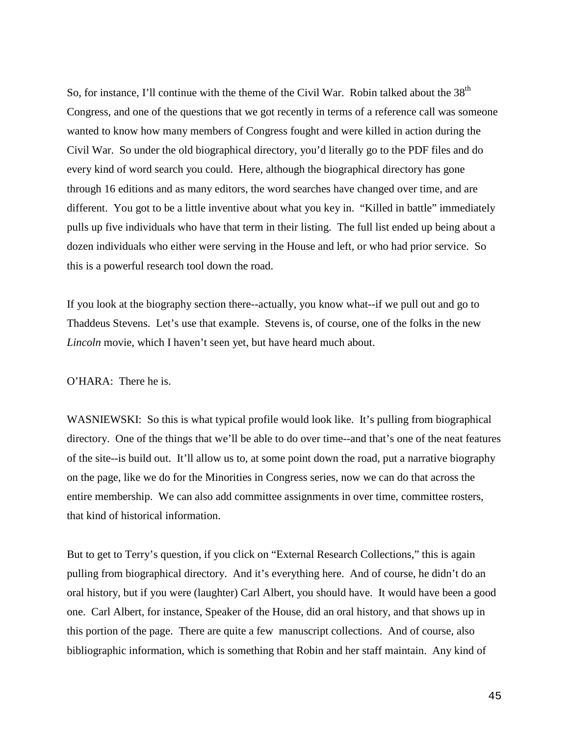So, for instance, I'll continue with the theme of the Civil War. Robin talked about the 38th Congress, and one of the questions that we got recently in terms of a reference call was someone wanted to know how many members of Congress fought and were killed in action during the Civil War. So under the old biographical directory, you'd literally go to the PDF files and do every kind of word search you could. Here, although the biographical directory has gone through 16 editions and as many editors, the word searches have changed over time, and are different. You got to be a little inventive about what you key in. "Killed in battle" immediately pulls up five individuals who have that term in their listing. The full list ended up being about a dozen individuals who either were serving in the House and left, or who had prior service. So this is a powerful research tool down the road.

If you look at the biography section there--actually, you know what--if we pull out and go to Thaddeus Stevens. Let's use that example. Stevens is, of course, one of the folks in the new *Lincoln* movie, which I haven't seen yet, but have heard much about.

O'HARA: There he is.

WASNIEWSKI: So this is what typical profile would look like. It's pulling from biographical directory. One of the things that we'll be able to do over time--and that's one of the neat features of the site--is build out. It'll allow us to, at some point down the road, put a narrative biography on the page, like we do for the Minorities in Congress series, now we can do that across the entire membership. We can also add committee assignments in over time, committee rosters, that kind of historical information.

But to get to Terry's question, if you click on "External Research Collections," this is again pulling from biographical directory. And it's everything here. And of course, he didn't do an oral history, but if you were (laughter) Carl Albert, you should have. It would have been a good one. Carl Albert, for instance, Speaker of the House, did an oral history, and that shows up in this portion of the page. There are quite a few manuscript collections. And of course, also bibliographic information, which is something that Robin and her staff maintain. Any kind of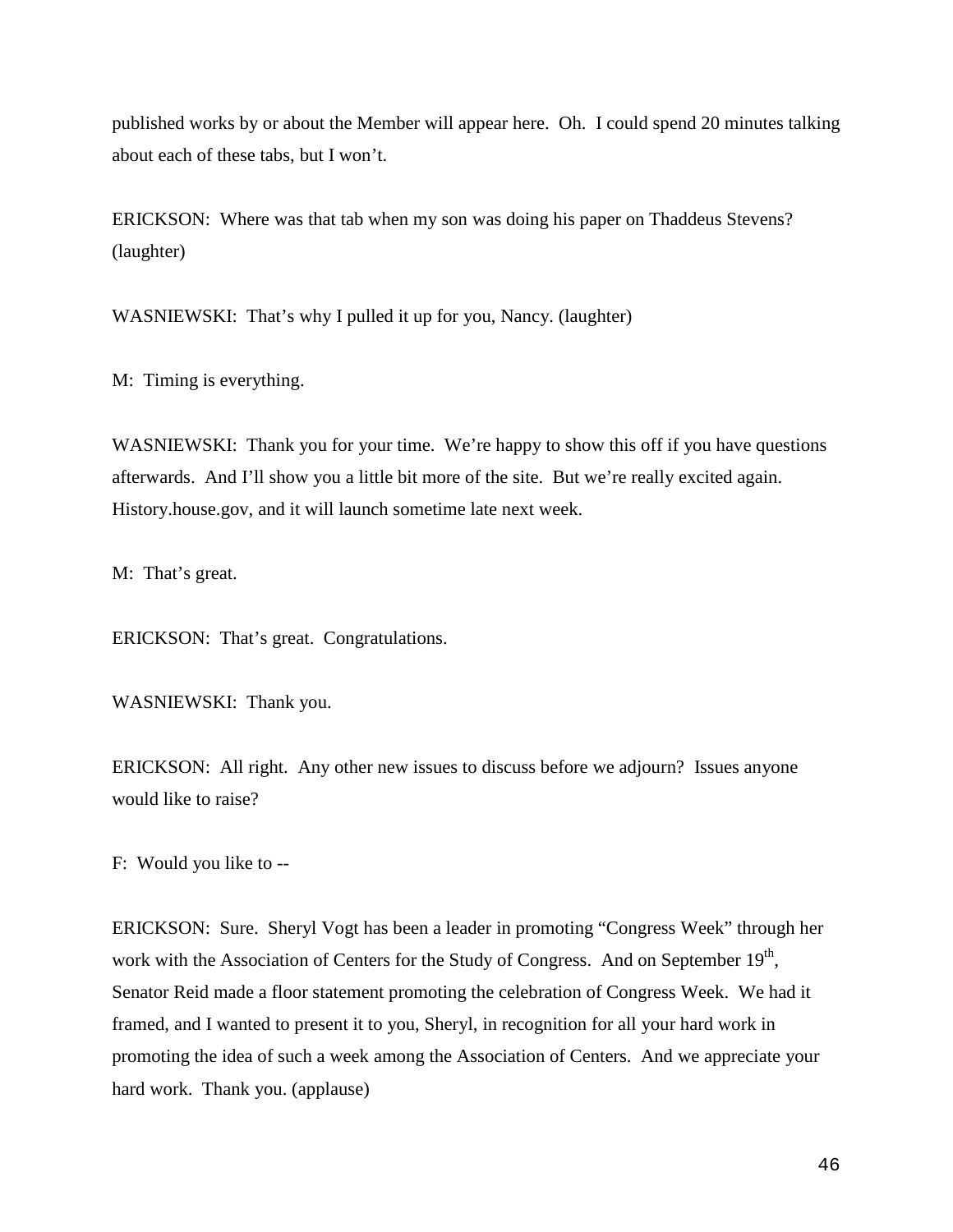published works by or about the Member will appear here. Oh. I could spend 20 minutes talking about each of these tabs, but I won't.

ERICKSON: Where was that tab when my son was doing his paper on Thaddeus Stevens? (laughter)

WASNIEWSKI: That's why I pulled it up for you, Nancy. (laughter)

M: Timing is everything.

WASNIEWSKI: Thank you for your time. We're happy to show this off if you have questions afterwards. And I'll show you a little bit more of the site. But we're really excited again. History.house.gov, and it will launch sometime late next week.

M: That's great.

ERICKSON: That's great. Congratulations.

WASNIEWSKI: Thank you.

ERICKSON: All right. Any other new issues to discuss before we adjourn? Issues anyone would like to raise?

F: Would you like to --

ERICKSON: Sure. Sheryl Vogt has been a leader in promoting "Congress Week" through her work with the Association of Centers for the Study of Congress. And on September 19th, Senator Reid made a floor statement promoting the celebration of Congress Week. We had it framed, and I wanted to present it to you, Sheryl, in recognition for all your hard work in promoting the idea of such a week among the Association of Centers. And we appreciate your hard work. Thank you. (applause)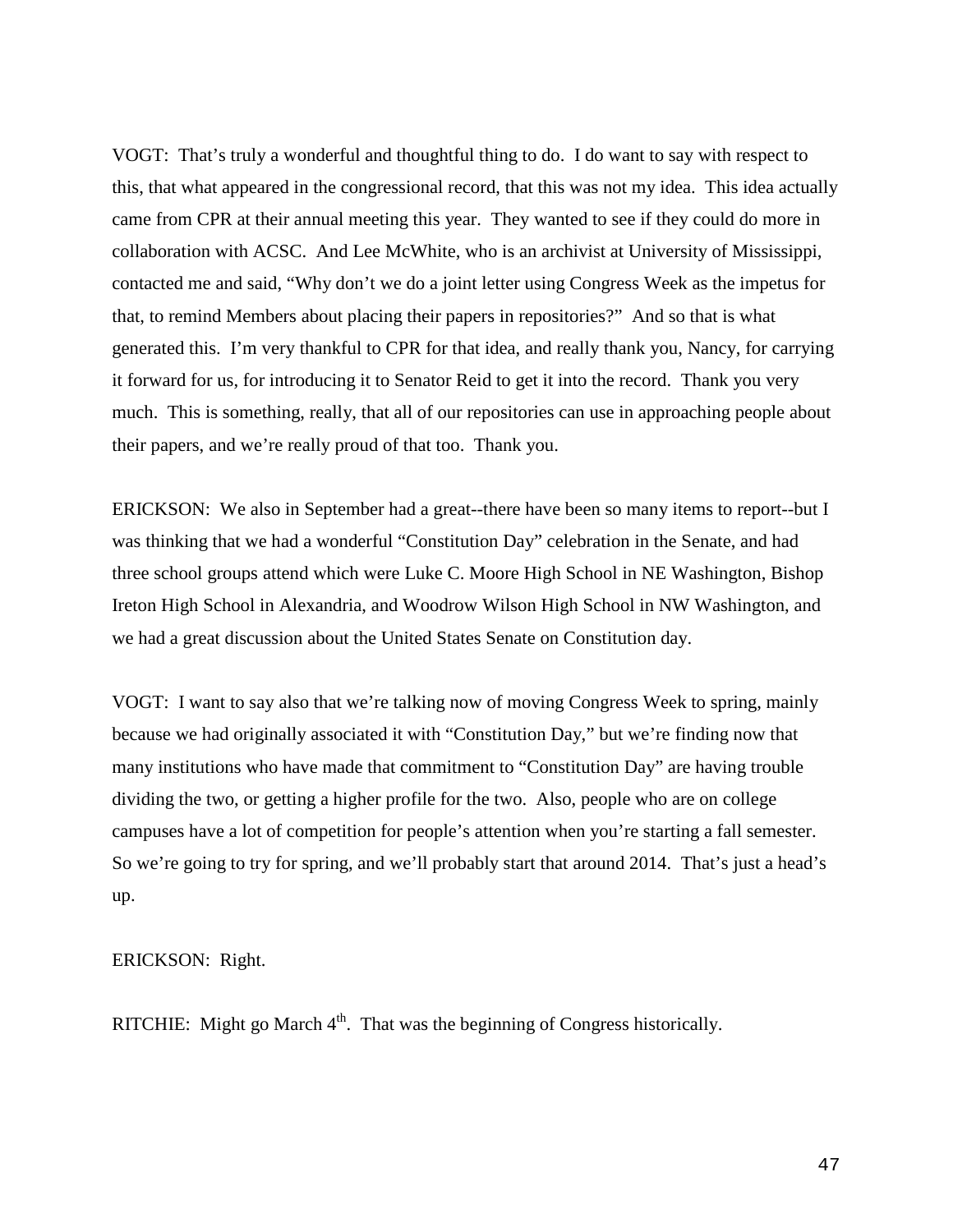VOGT: That's truly a wonderful and thoughtful thing to do. I do want to say with respect to this, that what appeared in the congressional record, that this was not my idea. This idea actually came from CPR at their annual meeting this year. They wanted to see if they could do more in collaboration with ACSC. And Lee McWhite, who is an archivist at University of Mississippi, contacted me and said, "Why don't we do a joint letter using Congress Week as the impetus for that, to remind Members about placing their papers in repositories?" And so that is what generated this. I'm very thankful to CPR for that idea, and really thank you, Nancy, for carrying it forward for us, for introducing it to Senator Reid to get it into the record. Thank you very much. This is something, really, that all of our repositories can use in approaching people about their papers, and we're really proud of that too. Thank you.

ERICKSON: We also in September had a great--there have been so many items to report--but I was thinking that we had a wonderful "Constitution Day" celebration in the Senate, and had three school groups attend which were Luke C. Moore High School in NE Washington, Bishop Ireton High School in Alexandria, and Woodrow Wilson High School in NW Washington, and we had a great discussion about the United States Senate on Constitution day.

VOGT: I want to say also that we're talking now of moving Congress Week to spring, mainly because we had originally associated it with "Constitution Day," but we're finding now that many institutions who have made that commitment to "Constitution Day" are having trouble dividing the two, or getting a higher profile for the two. Also, people who are on college campuses have a lot of competition for people's attention when you're starting a fall semester. So we're going to try for spring, and we'll probably start that around 2014. That's just a head's up.

ERICKSON: Right.

RITCHIE: Might go March 4th. That was the beginning of Congress historically.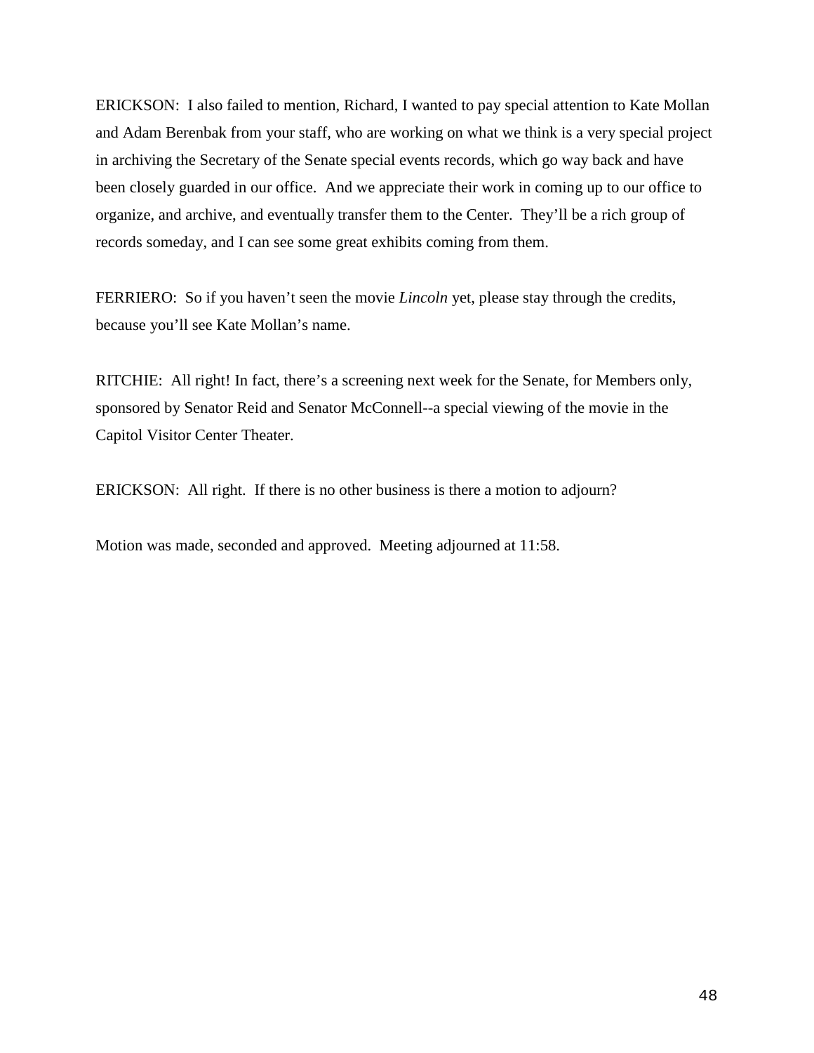ERICKSON: I also failed to mention, Richard, I wanted to pay special attention to Kate Mollan and Adam Berenbak from your staff, who are working on what we think is a very special project in archiving the Secretary of the Senate special events records, which go way back and have been closely guarded in our office. And we appreciate their work in coming up to our office to organize, and archive, and eventually transfer them to the Center. They'll be a rich group of records someday, and I can see some great exhibits coming from them.

FERRIERO: So if you haven't seen the movie *Lincoln* yet, please stay through the credits, because you'll see Kate Mollan's name.

RITCHIE: All right! In fact, there's a screening next week for the Senate, for Members only, sponsored by Senator Reid and Senator McConnell--a special viewing of the movie in the Capitol Visitor Center Theater.

ERICKSON: All right. If there is no other business is there a motion to adjourn?

Motion was made, seconded and approved. Meeting adjourned at 11:58.